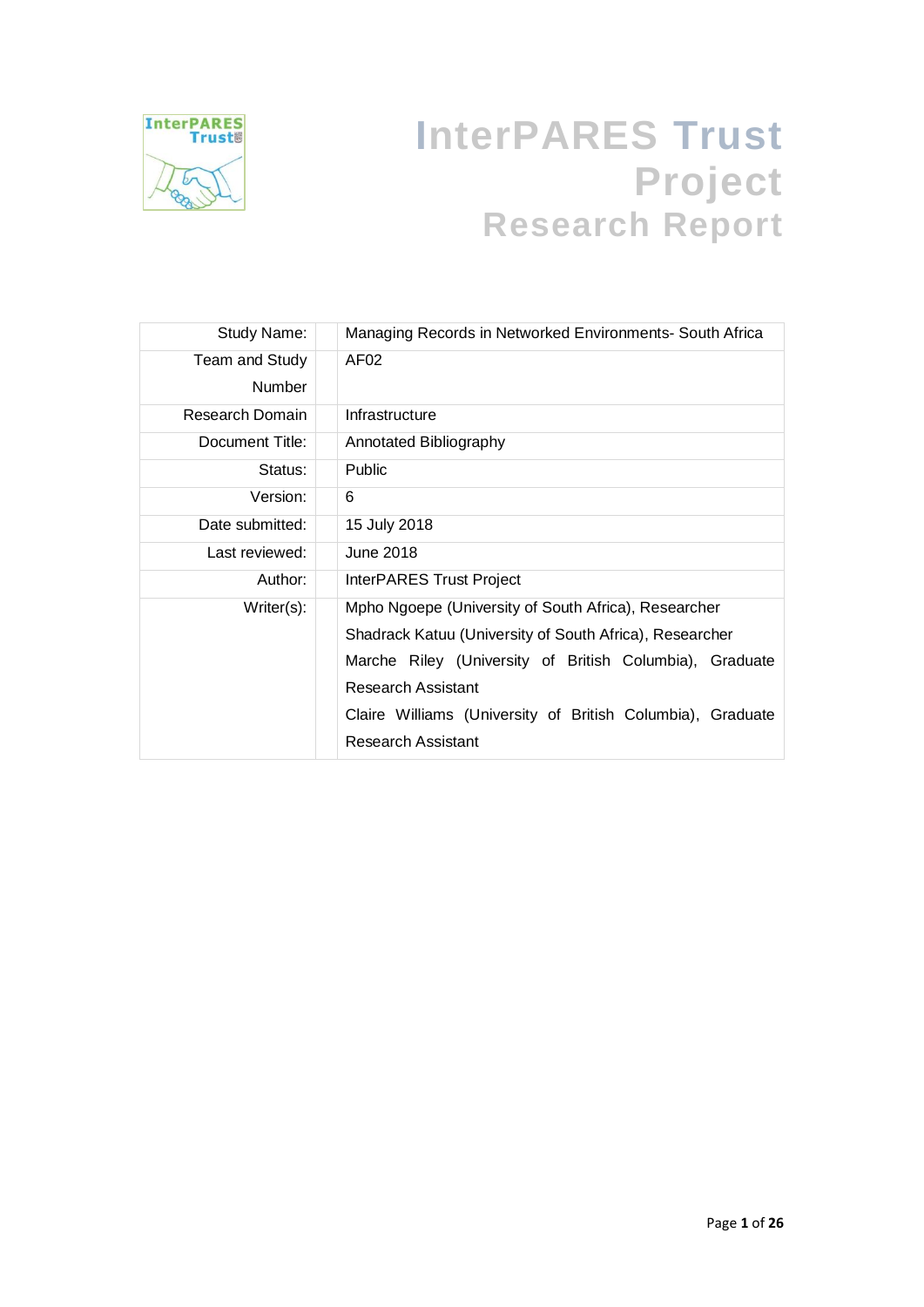# InterPARES Trust Project Research Report

| Field | Details |
|---|---|
| Study Name: | Managing Records in Networked Environments- South Africa |
| Team and Study Number | AF02 |
| Research Domain | Infrastructure |
| Document Title: | Annotated Bibliography |
| Status: | Public |
| Version: | 6 |
| Date submitted: | 15 July 2018 |
| Last reviewed: | June 2018 |
| Author: | InterPARES Trust Project |
| Writer(s): | Mpho Ngoepe (University of South Africa), Researcher<br>Shadrack Katuu (University of South Africa), Researcher<br>Marche Riley (University of British Columbia), Graduate Research Assistant<br>Claire Williams (University of British Columbia), Graduate Research Assistant |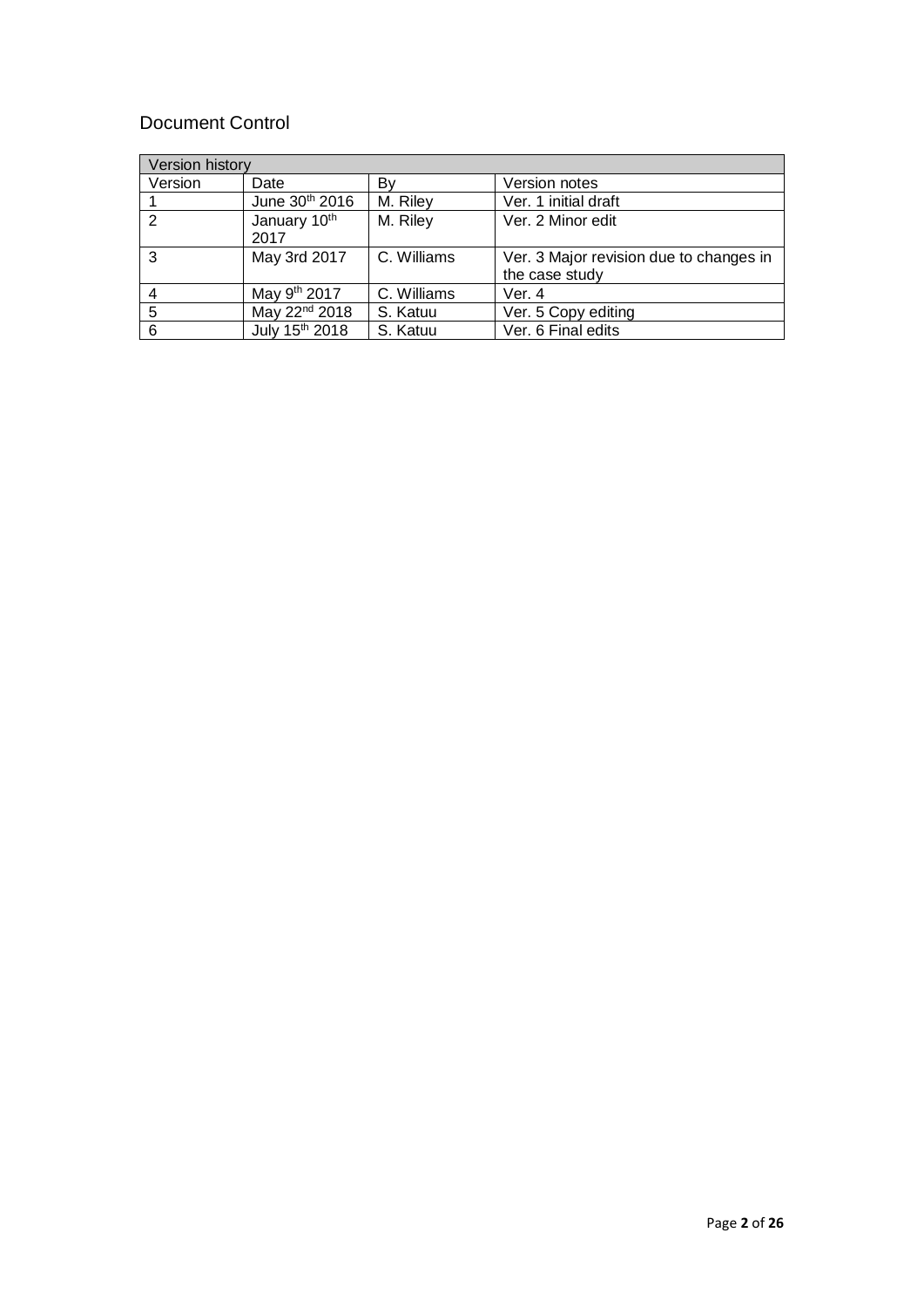## Document Control

| Version history | | | |
|---|---|---|---|
| Version | Date | By | Version notes |
| 1 | June 30th 2016 | M. Riley | Ver. 1 initial draft |
| 2 | January 10th 2017 | M. Riley | Ver. 2 Minor edit |
| 3 | May 3rd 2017 | C. Williams | Ver. 3 Major revision due to changes in the case study |
| 4 | May 9th 2017 | C. Williams | Ver. 4 |
| 5 | May 22nd 2018 | S. Katuu | Ver. 5 Copy editing |
| 6 | July 15th 2018 | S. Katuu | Ver. 6 Final edits |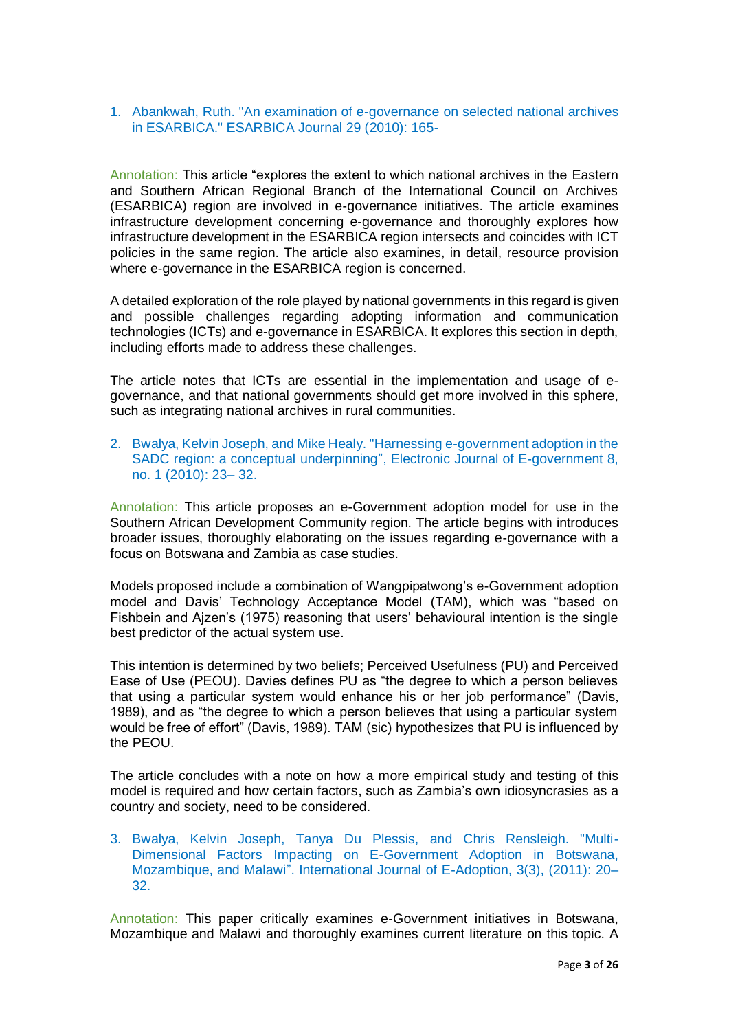1. Abankwah, Ruth. "An examination of e-governance on selected national archives in ESARBICA." ESARBICA Journal 29 (2010): 165-

Annotation: This article "explores the extent to which national archives in the Eastern and Southern African Regional Branch of the International Council on Archives (ESARBICA) region are involved in e-governance initiatives. The article examines infrastructure development concerning e-governance and thoroughly explores how infrastructure development in the ESARBICA region intersects and coincides with ICT policies in the same region. The article also examines, in detail, resource provision where e-governance in the ESARBICA region is concerned.

A detailed exploration of the role played by national governments in this regard is given and possible challenges regarding adopting information and communication technologies (ICTs) and e-governance in ESARBICA. It explores this section in depth, including efforts made to address these challenges.

The article notes that ICTs are essential in the implementation and usage of e-governance, and that national governments should get more involved in this sphere, such as integrating national archives in rural communities.

2. Bwalya, Kelvin Joseph, and Mike Healy. "Harnessing e-government adoption in the SADC region: a conceptual underpinning", Electronic Journal of E-government 8, no. 1 (2010): 23– 32.

Annotation: This article proposes an e-Government adoption model for use in the Southern African Development Community region. The article begins with introduces broader issues, thoroughly elaborating on the issues regarding e-governance with a focus on Botswana and Zambia as case studies.

Models proposed include a combination of Wangpipatwong's e-Government adoption model and Davis' Technology Acceptance Model (TAM), which was "based on Fishbein and Ajzen's (1975) reasoning that users' behavioural intention is the single best predictor of the actual system use.

This intention is determined by two beliefs; Perceived Usefulness (PU) and Perceived Ease of Use (PEOU). Davies defines PU as "the degree to which a person believes that using a particular system would enhance his or her job performance" (Davis, 1989), and as "the degree to which a person believes that using a particular system would be free of effort" (Davis, 1989). TAM (sic) hypothesizes that PU is influenced by the PEOU.

The article concludes with a note on how a more empirical study and testing of this model is required and how certain factors, such as Zambia's own idiosyncrasies as a country and society, need to be considered.

3. Bwalya, Kelvin Joseph, Tanya Du Plessis, and Chris Rensleigh. "Multi-Dimensional Factors Impacting on E-Government Adoption in Botswana, Mozambique, and Malawi". International Journal of E-Adoption, 3(3), (2011): 20–32.

Annotation: This paper critically examines e-Government initiatives in Botswana, Mozambique and Malawi and thoroughly examines current literature on this topic. A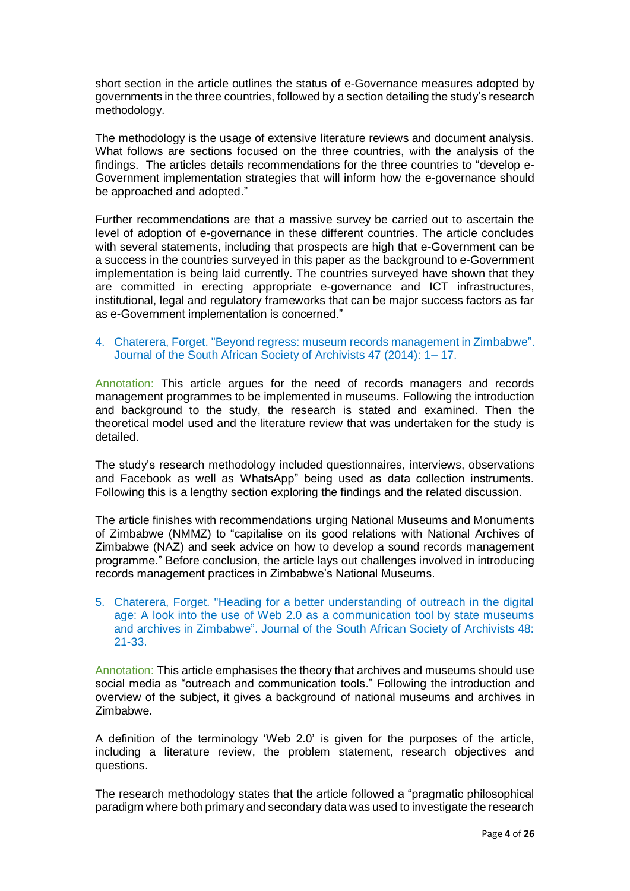short section in the article outlines the status of e-Governance measures adopted by governments in the three countries, followed by a section detailing the study's research methodology.

The methodology is the usage of extensive literature reviews and document analysis. What follows are sections focused on the three countries, with the analysis of the findings. The articles details recommendations for the three countries to "develop e-Government implementation strategies that will inform how the e-governance should be approached and adopted."

Further recommendations are that a massive survey be carried out to ascertain the level of adoption of e-governance in these different countries. The article concludes with several statements, including that prospects are high that e-Government can be a success in the countries surveyed in this paper as the background to e-Government implementation is being laid currently. The countries surveyed have shown that they are committed in erecting appropriate e-governance and ICT infrastructures, institutional, legal and regulatory frameworks that can be major success factors as far as e-Government implementation is concerned."

4. Chaterera, Forget. "Beyond regress: museum records management in Zimbabwe". Journal of the South African Society of Archivists 47 (2014): 1– 17.

Annotation: This article argues for the need of records managers and records management programmes to be implemented in museums. Following the introduction and background to the study, the research is stated and examined. Then the theoretical model used and the literature review that was undertaken for the study is detailed.

The study's research methodology included questionnaires, interviews, observations and Facebook as well as WhatsApp" being used as data collection instruments. Following this is a lengthy section exploring the findings and the related discussion.

The article finishes with recommendations urging National Museums and Monuments of Zimbabwe (NMMZ) to "capitalise on its good relations with National Archives of Zimbabwe (NAZ) and seek advice on how to develop a sound records management programme." Before conclusion, the article lays out challenges involved in introducing records management practices in Zimbabwe's National Museums.

5. Chaterera, Forget. "Heading for a better understanding of outreach in the digital age: A look into the use of Web 2.0 as a communication tool by state museums and archives in Zimbabwe". Journal of the South African Society of Archivists 48: 21-33.

Annotation: This article emphasises the theory that archives and museums should use social media as "outreach and communication tools." Following the introduction and overview of the subject, it gives a background of national museums and archives in Zimbabwe.

A definition of the terminology 'Web 2.0' is given for the purposes of the article, including a literature review, the problem statement, research objectives and questions.

The research methodology states that the article followed a "pragmatic philosophical paradigm where both primary and secondary data was used to investigate the research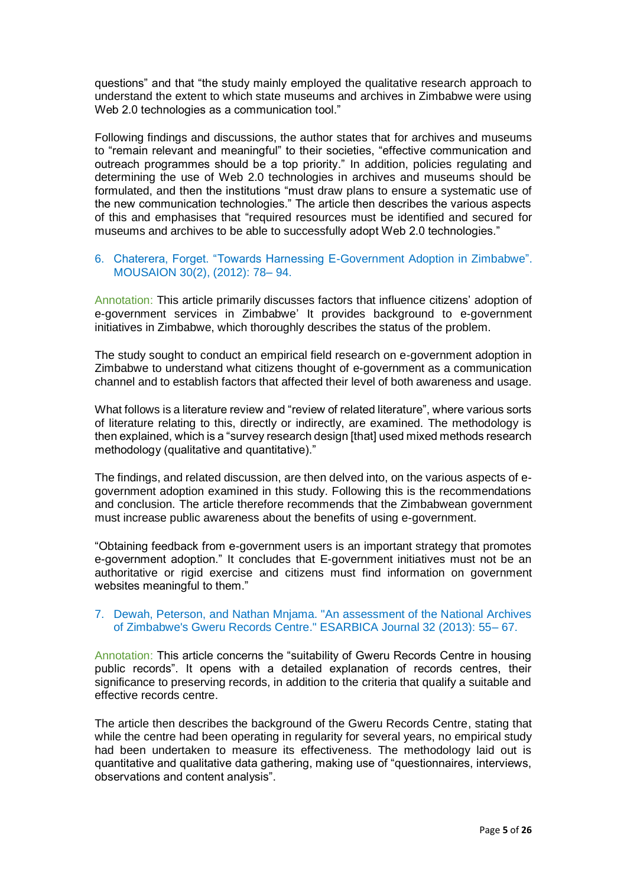questions" and that "the study mainly employed the qualitative research approach to understand the extent to which state museums and archives in Zimbabwe were using Web 2.0 technologies as a communication tool."

Following findings and discussions, the author states that for archives and museums to "remain relevant and meaningful" to their societies, "effective communication and outreach programmes should be a top priority." In addition, policies regulating and determining the use of Web 2.0 technologies in archives and museums should be formulated, and then the institutions "must draw plans to ensure a systematic use of the new communication technologies." The article then describes the various aspects of this and emphasises that "required resources must be identified and secured for museums and archives to be able to successfully adopt Web 2.0 technologies."

6. Chaterera, Forget. "Towards Harnessing E-Government Adoption in Zimbabwe". MOUSAION 30(2), (2012): 78– 94.

Annotation: This article primarily discusses factors that influence citizens' adoption of e-government services in Zimbabwe' It provides background to e-government initiatives in Zimbabwe, which thoroughly describes the status of the problem.

The study sought to conduct an empirical field research on e-government adoption in Zimbabwe to understand what citizens thought of e-government as a communication channel and to establish factors that affected their level of both awareness and usage.

What follows is a literature review and "review of related literature", where various sorts of literature relating to this, directly or indirectly, are examined. The methodology is then explained, which is a "survey research design [that] used mixed methods research methodology (qualitative and quantitative)."

The findings, and related discussion, are then delved into, on the various aspects of e-government adoption examined in this study. Following this is the recommendations and conclusion. The article therefore recommends that the Zimbabwean government must increase public awareness about the benefits of using e-government.

"Obtaining feedback from e-government users is an important strategy that promotes e-government adoption." It concludes that E-government initiatives must not be an authoritative or rigid exercise and citizens must find information on government websites meaningful to them."

7. Dewah, Peterson, and Nathan Mnjama. "An assessment of the National Archives of Zimbabwe's Gweru Records Centre." ESARBICA Journal 32 (2013): 55– 67.

Annotation: This article concerns the "suitability of Gweru Records Centre in housing public records". It opens with a detailed explanation of records centres, their significance to preserving records, in addition to the criteria that qualify a suitable and effective records centre.

The article then describes the background of the Gweru Records Centre, stating that while the centre had been operating in regularity for several years, no empirical study had been undertaken to measure its effectiveness. The methodology laid out is quantitative and qualitative data gathering, making use of "questionnaires, interviews, observations and content analysis".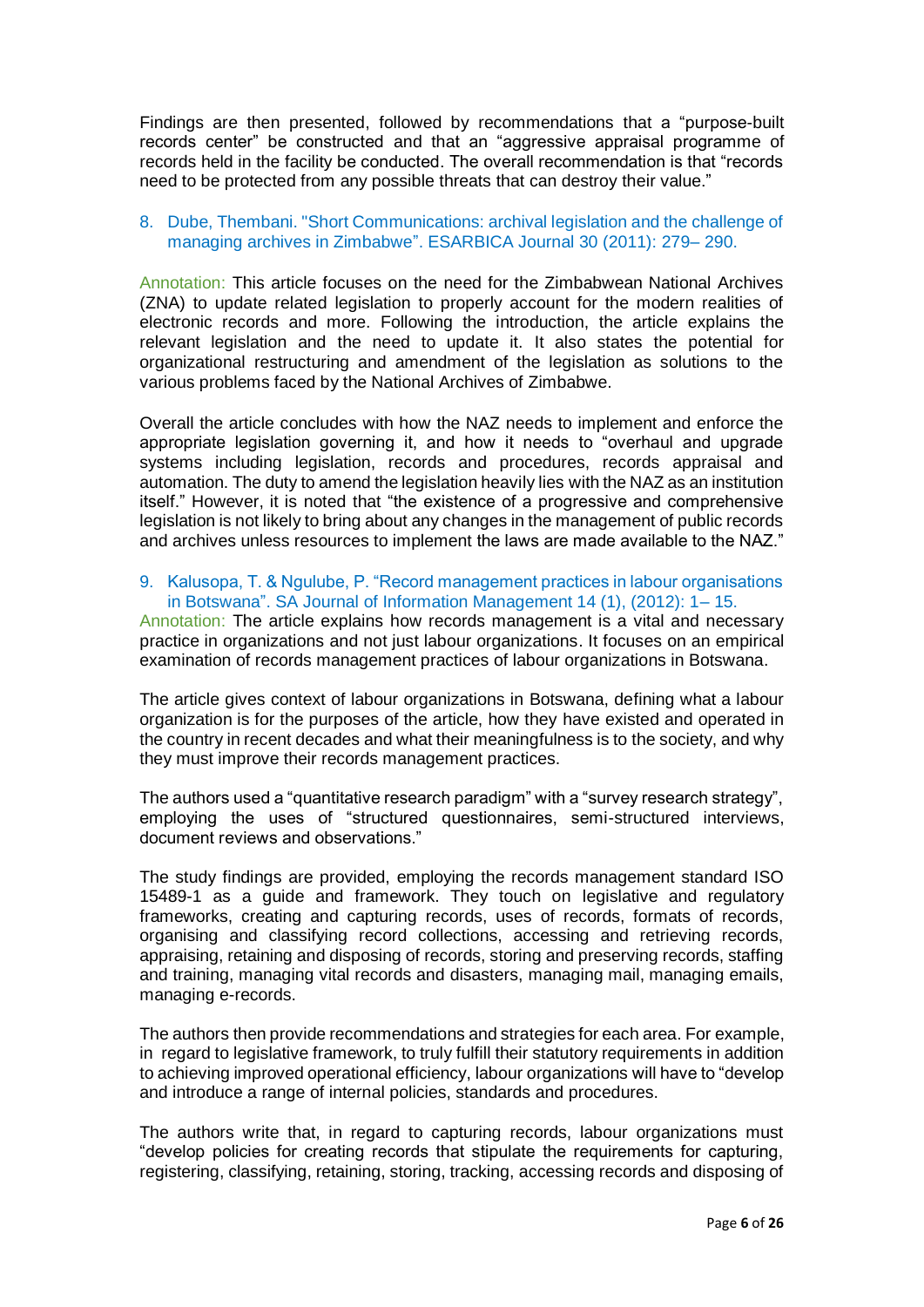Findings are then presented, followed by recommendations that a "purpose-built records center" be constructed and that an "aggressive appraisal programme of records held in the facility be conducted. The overall recommendation is that "records need to be protected from any possible threats that can destroy their value."

8. Dube, Thembani. "Short Communications: archival legislation and the challenge of managing archives in Zimbabwe". ESARBICA Journal 30 (2011): 279– 290.

Annotation: This article focuses on the need for the Zimbabwean National Archives (ZNA) to update related legislation to properly account for the modern realities of electronic records and more. Following the introduction, the article explains the relevant legislation and the need to update it. It also states the potential for organizational restructuring and amendment of the legislation as solutions to the various problems faced by the National Archives of Zimbabwe.

Overall the article concludes with how the NAZ needs to implement and enforce the appropriate legislation governing it, and how it needs to "overhaul and upgrade systems including legislation, records and procedures, records appraisal and automation. The duty to amend the legislation heavily lies with the NAZ as an institution itself." However, it is noted that "the existence of a progressive and comprehensive legislation is not likely to bring about any changes in the management of public records and archives unless resources to implement the laws are made available to the NAZ."

9. Kalusopa, T. & Ngulube, P. "Record management practices in labour organisations in Botswana". SA Journal of Information Management 14 (1), (2012): 1– 15.

Annotation: The article explains how records management is a vital and necessary practice in organizations and not just labour organizations. It focuses on an empirical examination of records management practices of labour organizations in Botswana.

The article gives context of labour organizations in Botswana, defining what a labour organization is for the purposes of the article, how they have existed and operated in the country in recent decades and what their meaningfulness is to the society, and why they must improve their records management practices.

The authors used a "quantitative research paradigm" with a "survey research strategy", employing the uses of "structured questionnaires, semi-structured interviews, document reviews and observations."

The study findings are provided, employing the records management standard ISO 15489-1 as a guide and framework. They touch on legislative and regulatory frameworks, creating and capturing records, uses of records, formats of records, organising and classifying record collections, accessing and retrieving records, appraising, retaining and disposing of records, storing and preserving records, staffing and training, managing vital records and disasters, managing mail, managing emails, managing e-records.

The authors then provide recommendations and strategies for each area. For example, in regard to legislative framework, to truly fulfill their statutory requirements in addition to achieving improved operational efficiency, labour organizations will have to "develop and introduce a range of internal policies, standards and procedures.

The authors write that, in regard to capturing records, labour organizations must "develop policies for creating records that stipulate the requirements for capturing, registering, classifying, retaining, storing, tracking, accessing records and disposing of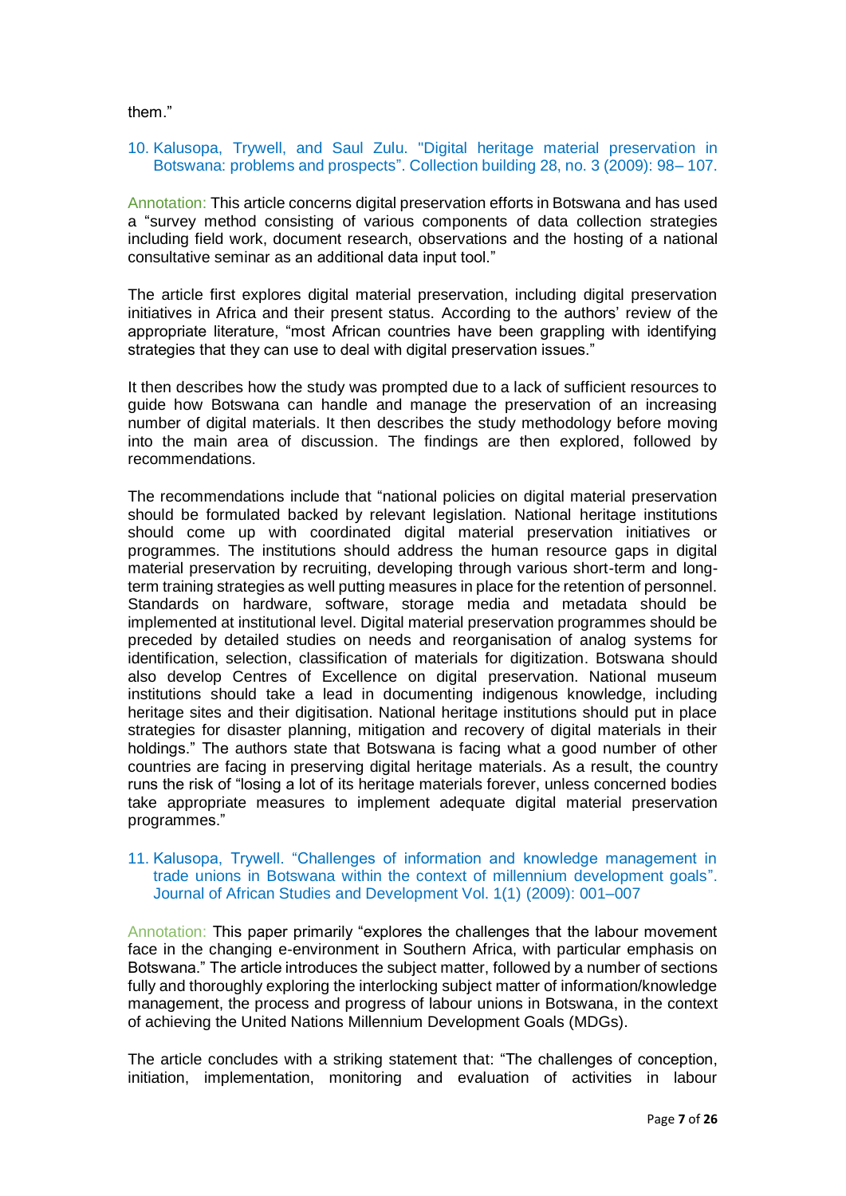them."

10. Kalusopa, Trywell, and Saul Zulu. "Digital heritage material preservation in Botswana: problems and prospects". Collection building 28, no. 3 (2009): 98– 107.

Annotation: This article concerns digital preservation efforts in Botswana and has used a "survey method consisting of various components of data collection strategies including field work, document research, observations and the hosting of a national consultative seminar as an additional data input tool."

The article first explores digital material preservation, including digital preservation initiatives in Africa and their present status. According to the authors' review of the appropriate literature, "most African countries have been grappling with identifying strategies that they can use to deal with digital preservation issues."

It then describes how the study was prompted due to a lack of sufficient resources to guide how Botswana can handle and manage the preservation of an increasing number of digital materials. It then describes the study methodology before moving into the main area of discussion. The findings are then explored, followed by recommendations.

The recommendations include that "national policies on digital material preservation should be formulated backed by relevant legislation. National heritage institutions should come up with coordinated digital material preservation initiatives or programmes. The institutions should address the human resource gaps in digital material preservation by recruiting, developing through various short-term and long-term training strategies as well putting measures in place for the retention of personnel. Standards on hardware, software, storage media and metadata should be implemented at institutional level. Digital material preservation programmes should be preceded by detailed studies on needs and reorganisation of analog systems for identification, selection, classification of materials for digitization. Botswana should also develop Centres of Excellence on digital preservation. National museum institutions should take a lead in documenting indigenous knowledge, including heritage sites and their digitisation. National heritage institutions should put in place strategies for disaster planning, mitigation and recovery of digital materials in their holdings." The authors state that Botswana is facing what a good number of other countries are facing in preserving digital heritage materials. As a result, the country runs the risk of "losing a lot of its heritage materials forever, unless concerned bodies take appropriate measures to implement adequate digital material preservation programmes."

11. Kalusopa, Trywell. "Challenges of information and knowledge management in trade unions in Botswana within the context of millennium development goals". Journal of African Studies and Development Vol. 1(1) (2009): 001–007

Annotation: This paper primarily "explores the challenges that the labour movement face in the changing e-environment in Southern Africa, with particular emphasis on Botswana." The article introduces the subject matter, followed by a number of sections fully and thoroughly exploring the interlocking subject matter of information/knowledge management, the process and progress of labour unions in Botswana, in the context of achieving the United Nations Millennium Development Goals (MDGs).

The article concludes with a striking statement that: "The challenges of conception, initiation, implementation, monitoring and evaluation of activities in labour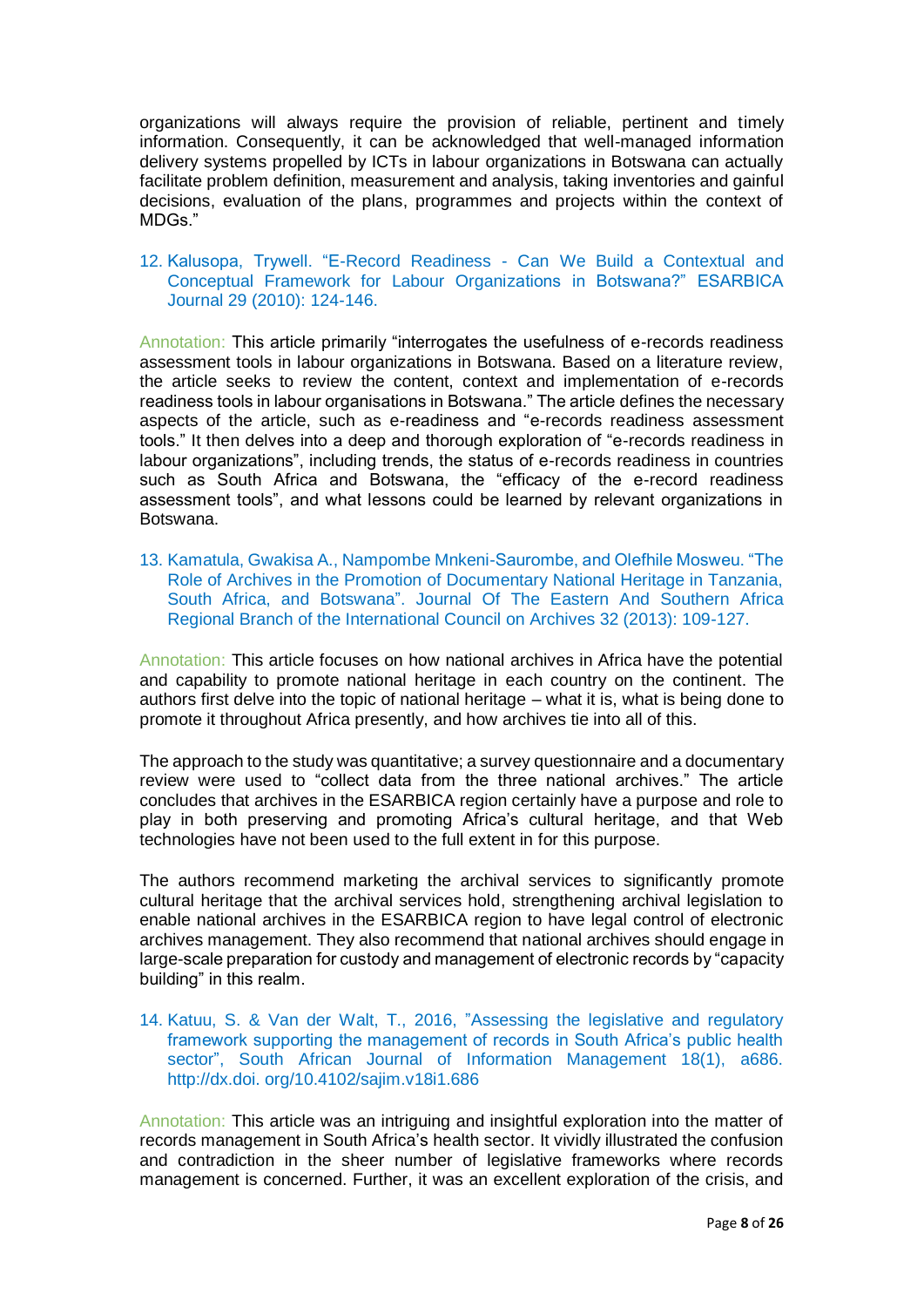organizations will always require the provision of reliable, pertinent and timely information. Consequently, it can be acknowledged that well-managed information delivery systems propelled by ICTs in labour organizations in Botswana can actually facilitate problem definition, measurement and analysis, taking inventories and gainful decisions, evaluation of the plans, programmes and projects within the context of MDGs."

12. Kalusopa, Trywell. "E-Record Readiness - Can We Build a Contextual and Conceptual Framework for Labour Organizations in Botswana?" ESARBICA Journal 29 (2010): 124-146.

Annotation: This article primarily "interrogates the usefulness of e-records readiness assessment tools in labour organizations in Botswana. Based on a literature review, the article seeks to review the content, context and implementation of e-records readiness tools in labour organisations in Botswana." The article defines the necessary aspects of the article, such as e-readiness and "e-records readiness assessment tools." It then delves into a deep and thorough exploration of "e-records readiness in labour organizations", including trends, the status of e-records readiness in countries such as South Africa and Botswana, the "efficacy of the e-record readiness assessment tools", and what lessons could be learned by relevant organizations in Botswana.

13. Kamatula, Gwakisa A., Nampombe Mnkeni-Saurombe, and Olefhile Mosweu. "The Role of Archives in the Promotion of Documentary National Heritage in Tanzania, South Africa, and Botswana". Journal Of The Eastern And Southern Africa Regional Branch of the International Council on Archives 32 (2013): 109-127.

Annotation: This article focuses on how national archives in Africa have the potential and capability to promote national heritage in each country on the continent. The authors first delve into the topic of national heritage – what it is, what is being done to promote it throughout Africa presently, and how archives tie into all of this.

The approach to the study was quantitative; a survey questionnaire and a documentary review were used to "collect data from the three national archives." The article concludes that archives in the ESARBICA region certainly have a purpose and role to play in both preserving and promoting Africa's cultural heritage, and that Web technologies have not been used to the full extent in for this purpose.

The authors recommend marketing the archival services to significantly promote cultural heritage that the archival services hold, strengthening archival legislation to enable national archives in the ESARBICA region to have legal control of electronic archives management. They also recommend that national archives should engage in large-scale preparation for custody and management of electronic records by "capacity building" in this realm.

14. Katuu, S. & Van der Walt, T., 2016, "Assessing the legislative and regulatory framework supporting the management of records in South Africa's public health sector", South African Journal of Information Management 18(1), a686. http://dx.doi. org/10.4102/sajim.v18i1.686

Annotation: This article was an intriguing and insightful exploration into the matter of records management in South Africa's health sector. It vividly illustrated the confusion and contradiction in the sheer number of legislative frameworks where records management is concerned. Further, it was an excellent exploration of the crisis, and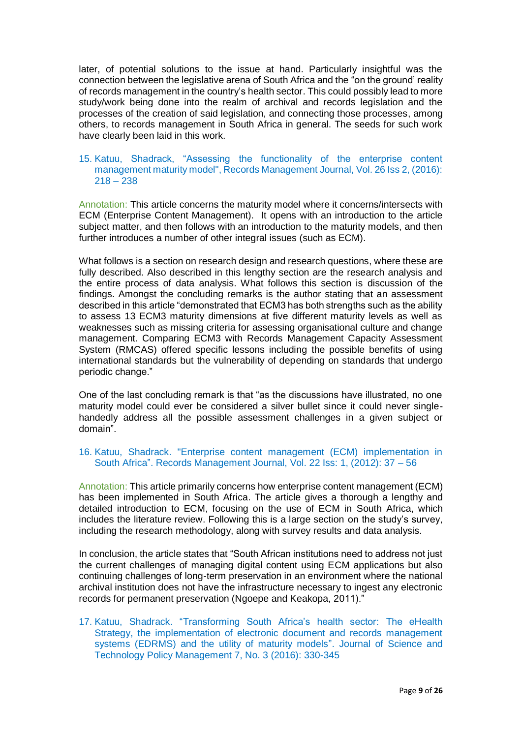later, of potential solutions to the issue at hand. Particularly insightful was the connection between the legislative arena of South Africa and the "on the ground' reality of records management in the country's health sector. This could possibly lead to more study/work being done into the realm of archival and records legislation and the processes of the creation of said legislation, and connecting those processes, among others, to records management in South Africa in general. The seeds for such work have clearly been laid in this work.

15. Katuu, Shadrack, "Assessing the functionality of the enterprise content management maturity model", Records Management Journal, Vol. 26 Iss 2, (2016): 218 – 238

Annotation: This article concerns the maturity model where it concerns/intersects with ECM (Enterprise Content Management). It opens with an introduction to the article subject matter, and then follows with an introduction to the maturity models, and then further introduces a number of other integral issues (such as ECM).

What follows is a section on research design and research questions, where these are fully described. Also described in this lengthy section are the research analysis and the entire process of data analysis. What follows this section is discussion of the findings. Amongst the concluding remarks is the author stating that an assessment described in this article "demonstrated that ECM3 has both strengths such as the ability to assess 13 ECM3 maturity dimensions at five different maturity levels as well as weaknesses such as missing criteria for assessing organisational culture and change management. Comparing ECM3 with Records Management Capacity Assessment System (RMCAS) offered specific lessons including the possible benefits of using international standards but the vulnerability of depending on standards that undergo periodic change."

One of the last concluding remark is that "as the discussions have illustrated, no one maturity model could ever be considered a silver bullet since it could never single-handedly address all the possible assessment challenges in a given subject or domain".

16. Katuu, Shadrack. "Enterprise content management (ECM) implementation in South Africa". Records Management Journal, Vol. 22 Iss: 1, (2012): 37 – 56

Annotation: This article primarily concerns how enterprise content management (ECM) has been implemented in South Africa. The article gives a thorough a lengthy and detailed introduction to ECM, focusing on the use of ECM in South Africa, which includes the literature review. Following this is a large section on the study's survey, including the research methodology, along with survey results and data analysis.

In conclusion, the article states that "South African institutions need to address not just the current challenges of managing digital content using ECM applications but also continuing challenges of long-term preservation in an environment where the national archival institution does not have the infrastructure necessary to ingest any electronic records for permanent preservation (Ngoepe and Keakopa, 2011)."

17. Katuu, Shadrack. "Transforming South Africa's health sector: The eHealth Strategy, the implementation of electronic document and records management systems (EDRMS) and the utility of maturity models". Journal of Science and Technology Policy Management 7, No. 3 (2016): 330-345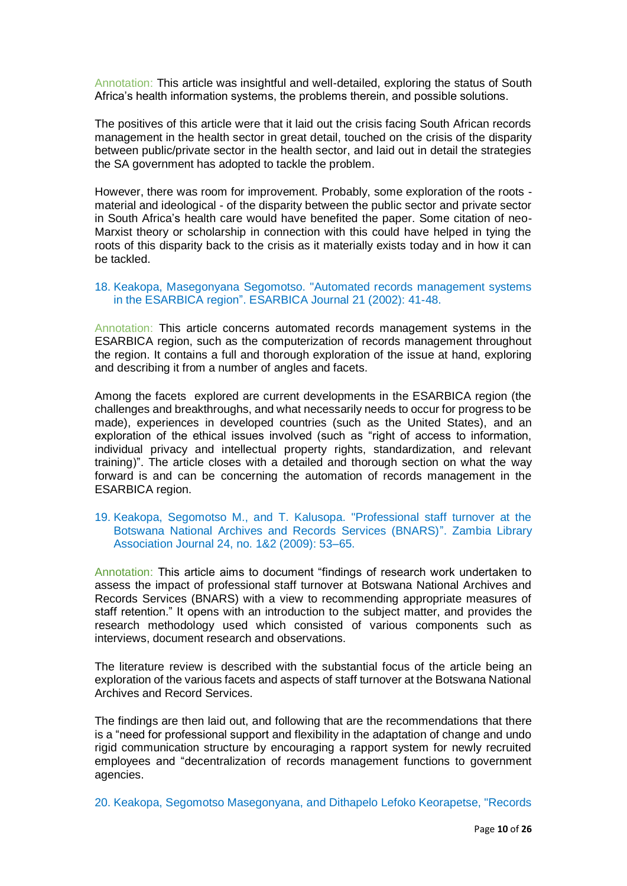Annotation: This article was insightful and well-detailed, exploring the status of South Africa's health information systems, the problems therein, and possible solutions.

The positives of this article were that it laid out the crisis facing South African records management in the health sector in great detail, touched on the crisis of the disparity between public/private sector in the health sector, and laid out in detail the strategies the SA government has adopted to tackle the problem.

However, there was room for improvement. Probably, some exploration of the roots - material and ideological - of the disparity between the public sector and private sector in South Africa's health care would have benefited the paper. Some citation of neo-Marxist theory or scholarship in connection with this could have helped in tying the roots of this disparity back to the crisis as it materially exists today and in how it can be tackled.

18. Keakopa, Masegonyana Segomotso. "Automated records management systems in the ESARBICA region". ESARBICA Journal 21 (2002): 41-48.

Annotation: This article concerns automated records management systems in the ESARBICA region, such as the computerization of records management throughout the region. It contains a full and thorough exploration of the issue at hand, exploring and describing it from a number of angles and facets.

Among the facets explored are current developments in the ESARBICA region (the challenges and breakthroughs, and what necessarily needs to occur for progress to be made), experiences in developed countries (such as the United States), and an exploration of the ethical issues involved (such as "right of access to information, individual privacy and intellectual property rights, standardization, and relevant training)". The article closes with a detailed and thorough section on what the way forward is and can be concerning the automation of records management in the ESARBICA region.

19. Keakopa, Segomotso M., and T. Kalusopa. "Professional staff turnover at the Botswana National Archives and Records Services (BNARS)". Zambia Library Association Journal 24, no. 1&2 (2009): 53–65.

Annotation: This article aims to document "findings of research work undertaken to assess the impact of professional staff turnover at Botswana National Archives and Records Services (BNARS) with a view to recommending appropriate measures of staff retention." It opens with an introduction to the subject matter, and provides the research methodology used which consisted of various components such as interviews, document research and observations.

The literature review is described with the substantial focus of the article being an exploration of the various facets and aspects of staff turnover at the Botswana National Archives and Record Services.

The findings are then laid out, and following that are the recommendations that there is a "need for professional support and flexibility in the adaptation of change and undo rigid communication structure by encouraging a rapport system for newly recruited employees and "decentralization of records management functions to government agencies.

20. Keakopa, Segomotso Masegonyana, and Dithapelo Lefoko Keorapetse, "Records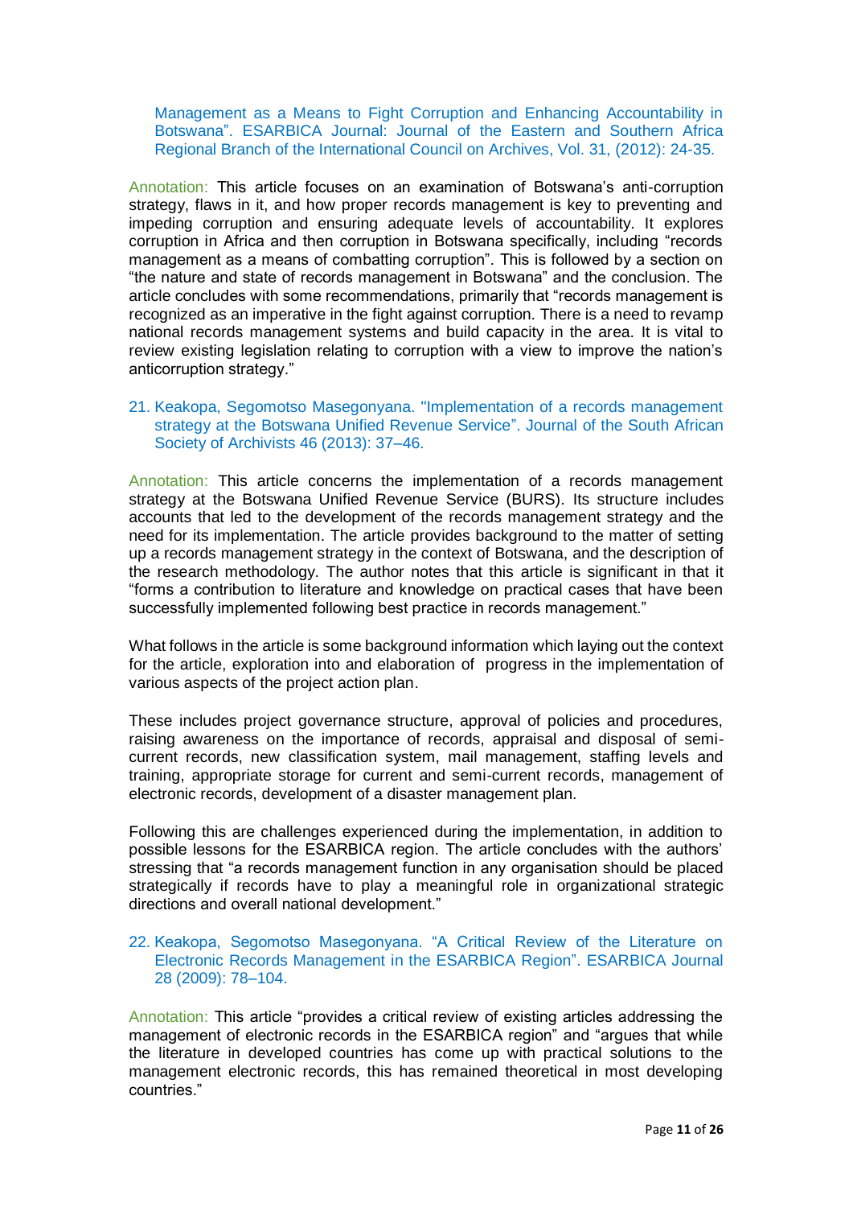Management as a Means to Fight Corruption and Enhancing Accountability in Botswana". ESARBICA Journal: Journal of the Eastern and Southern Africa Regional Branch of the International Council on Archives, Vol. 31, (2012): 24-35.

Annotation: This article focuses on an examination of Botswana's anti-corruption strategy, flaws in it, and how proper records management is key to preventing and impeding corruption and ensuring adequate levels of accountability. It explores corruption in Africa and then corruption in Botswana specifically, including "records management as a means of combatting corruption". This is followed by a section on "the nature and state of records management in Botswana" and the conclusion. The article concludes with some recommendations, primarily that "records management is recognized as an imperative in the fight against corruption. There is a need to revamp national records management systems and build capacity in the area. It is vital to review existing legislation relating to corruption with a view to improve the nation's anticorruption strategy."

21. Keakopa, Segomotso Masegonyana. "Implementation of a records management strategy at the Botswana Unified Revenue Service". Journal of the South African Society of Archivists 46 (2013): 37–46.

Annotation: This article concerns the implementation of a records management strategy at the Botswana Unified Revenue Service (BURS). Its structure includes accounts that led to the development of the records management strategy and the need for its implementation. The article provides background to the matter of setting up a records management strategy in the context of Botswana, and the description of the research methodology. The author notes that this article is significant in that it "forms a contribution to literature and knowledge on practical cases that have been successfully implemented following best practice in records management."

What follows in the article is some background information which laying out the context for the article, exploration into and elaboration of progress in the implementation of various aspects of the project action plan.

These includes project governance structure, approval of policies and procedures, raising awareness on the importance of records, appraisal and disposal of semi-current records, new classification system, mail management, staffing levels and training, appropriate storage for current and semi-current records, management of electronic records, development of a disaster management plan.

Following this are challenges experienced during the implementation, in addition to possible lessons for the ESARBICA region. The article concludes with the authors' stressing that "a records management function in any organisation should be placed strategically if records have to play a meaningful role in organizational strategic directions and overall national development."

22. Keakopa, Segomotso Masegonyana. "A Critical Review of the Literature on Electronic Records Management in the ESARBICA Region". ESARBICA Journal 28 (2009): 78–104.

Annotation: This article "provides a critical review of existing articles addressing the management of electronic records in the ESARBICA region" and "argues that while the literature in developed countries has come up with practical solutions to the management electronic records, this has remained theoretical in most developing countries."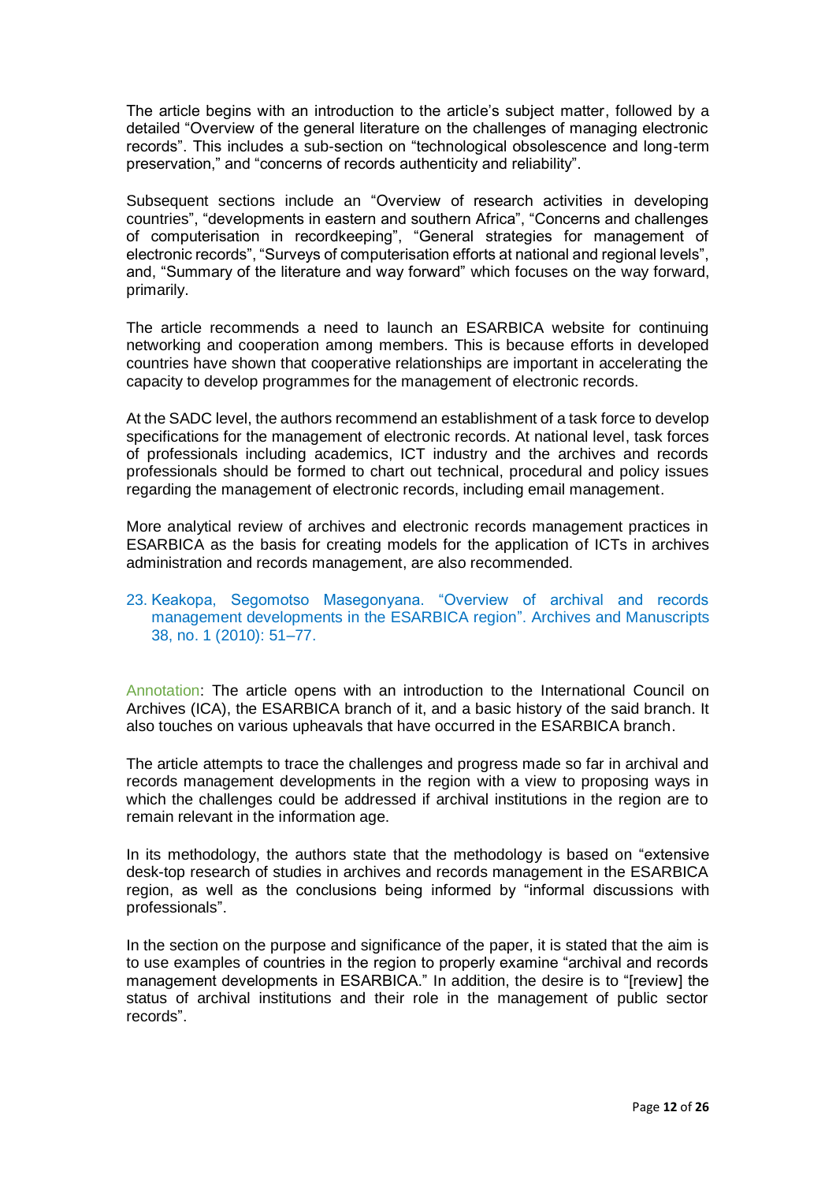The article begins with an introduction to the article's subject matter, followed by a detailed "Overview of the general literature on the challenges of managing electronic records". This includes a sub-section on "technological obsolescence and long-term preservation," and "concerns of records authenticity and reliability".

Subsequent sections include an "Overview of research activities in developing countries", "developments in eastern and southern Africa", "Concerns and challenges of computerisation in recordkeeping", "General strategies for management of electronic records", "Surveys of computerisation efforts at national and regional levels", and, "Summary of the literature and way forward" which focuses on the way forward, primarily.

The article recommends a need to launch an ESARBICA website for continuing networking and cooperation among members. This is because efforts in developed countries have shown that cooperative relationships are important in accelerating the capacity to develop programmes for the management of electronic records.

At the SADC level, the authors recommend an establishment of a task force to develop specifications for the management of electronic records. At national level, task forces of professionals including academics, ICT industry and the archives and records professionals should be formed to chart out technical, procedural and policy issues regarding the management of electronic records, including email management.

More analytical review of archives and electronic records management practices in ESARBICA as the basis for creating models for the application of ICTs in archives administration and records management, are also recommended.

23. Keakopa, Segomotso Masegonyana. "Overview of archival and records management developments in the ESARBICA region". Archives and Manuscripts 38, no. 1 (2010): 51–77.

Annotation: The article opens with an introduction to the International Council on Archives (ICA), the ESARBICA branch of it, and a basic history of the said branch. It also touches on various upheavals that have occurred in the ESARBICA branch.

The article attempts to trace the challenges and progress made so far in archival and records management developments in the region with a view to proposing ways in which the challenges could be addressed if archival institutions in the region are to remain relevant in the information age.

In its methodology, the authors state that the methodology is based on "extensive desk-top research of studies in archives and records management in the ESARBICA region, as well as the conclusions being informed by "informal discussions with professionals".

In the section on the purpose and significance of the paper, it is stated that the aim is to use examples of countries in the region to properly examine "archival and records management developments in ESARBICA." In addition, the desire is to "[review] the status of archival institutions and their role in the management of public sector records".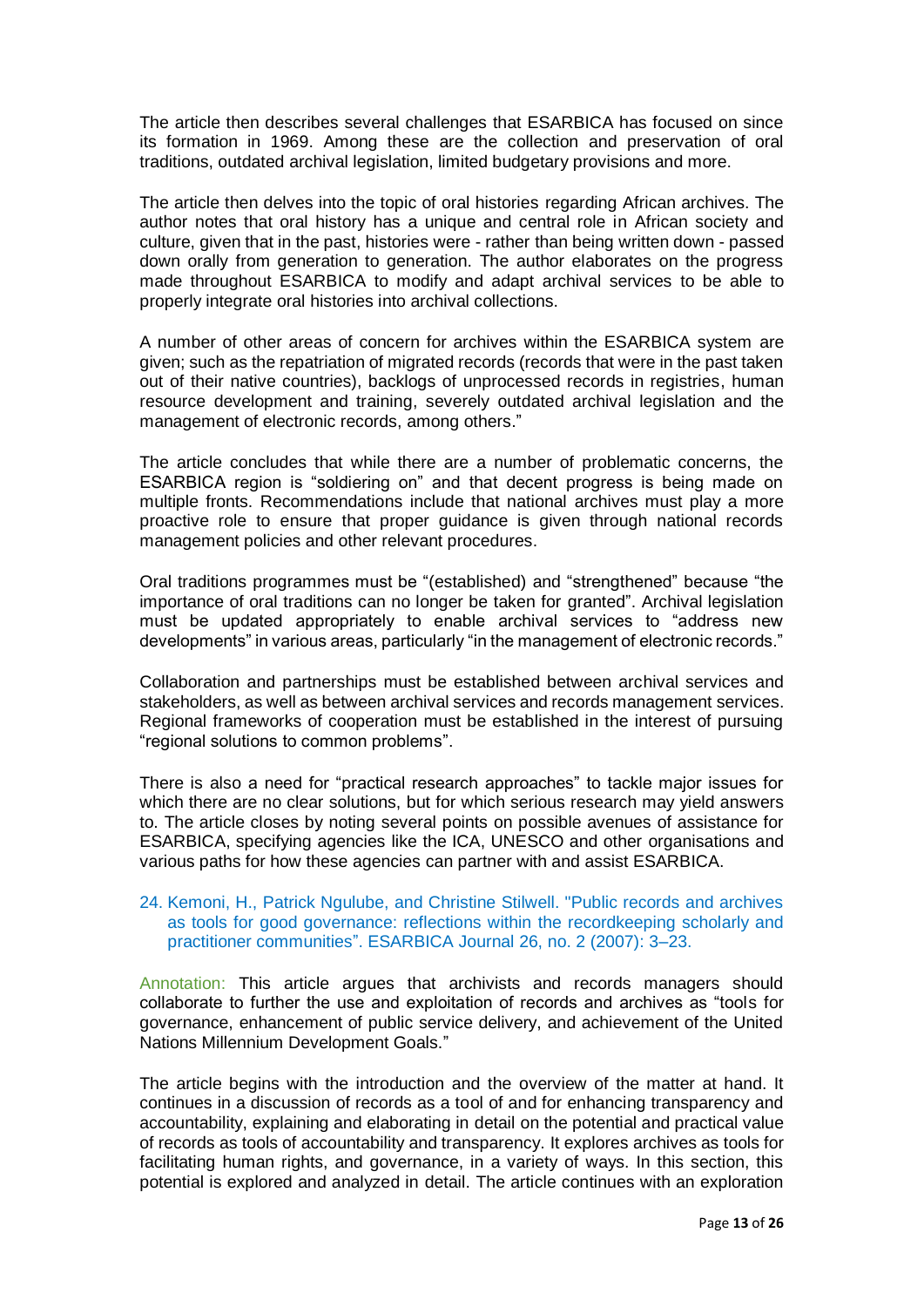The article then describes several challenges that ESARBICA has focused on since its formation in 1969. Among these are the collection and preservation of oral traditions, outdated archival legislation, limited budgetary provisions and more.

The article then delves into the topic of oral histories regarding African archives. The author notes that oral history has a unique and central role in African society and culture, given that in the past, histories were - rather than being written down - passed down orally from generation to generation. The author elaborates on the progress made throughout ESARBICA to modify and adapt archival services to be able to properly integrate oral histories into archival collections.

A number of other areas of concern for archives within the ESARBICA system are given; such as the repatriation of migrated records (records that were in the past taken out of their native countries), backlogs of unprocessed records in registries, human resource development and training, severely outdated archival legislation and the management of electronic records, among others."

The article concludes that while there are a number of problematic concerns, the ESARBICA region is "soldiering on" and that decent progress is being made on multiple fronts. Recommendations include that national archives must play a more proactive role to ensure that proper guidance is given through national records management policies and other relevant procedures.

Oral traditions programmes must be "(established) and "strengthened" because "the importance of oral traditions can no longer be taken for granted". Archival legislation must be updated appropriately to enable archival services to "address new developments" in various areas, particularly "in the management of electronic records."

Collaboration and partnerships must be established between archival services and stakeholders, as well as between archival services and records management services. Regional frameworks of cooperation must be established in the interest of pursuing "regional solutions to common problems".

There is also a need for "practical research approaches" to tackle major issues for which there are no clear solutions, but for which serious research may yield answers to. The article closes by noting several points on possible avenues of assistance for ESARBICA, specifying agencies like the ICA, UNESCO and other organisations and various paths for how these agencies can partner with and assist ESARBICA.

24. Kemoni, H., Patrick Ngulube, and Christine Stilwell. "Public records and archives as tools for good governance: reflections within the recordkeeping scholarly and practitioner communities". ESARBICA Journal 26, no. 2 (2007): 3–23.

Annotation: This article argues that archivists and records managers should collaborate to further the use and exploitation of records and archives as "tools for governance, enhancement of public service delivery, and achievement of the United Nations Millennium Development Goals."

The article begins with the introduction and the overview of the matter at hand. It continues in a discussion of records as a tool of and for enhancing transparency and accountability, explaining and elaborating in detail on the potential and practical value of records as tools of accountability and transparency. It explores archives as tools for facilitating human rights, and governance, in a variety of ways. In this section, this potential is explored and analyzed in detail. The article continues with an exploration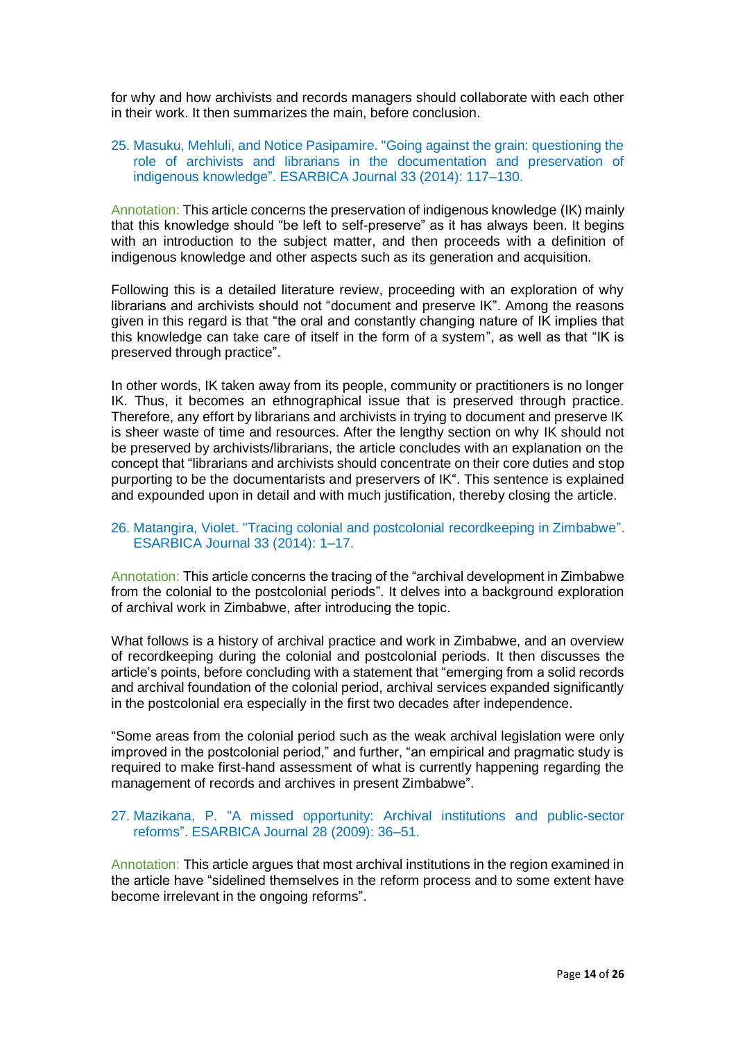for why and how archivists and records managers should collaborate with each other in their work. It then summarizes the main, before conclusion.

25. Masuku, Mehluli, and Notice Pasipamire. "Going against the grain: questioning the role of archivists and librarians in the documentation and preservation of indigenous knowledge". ESARBICA Journal 33 (2014): 117–130.

Annotation: This article concerns the preservation of indigenous knowledge (IK) mainly that this knowledge should "be left to self-preserve" as it has always been. It begins with an introduction to the subject matter, and then proceeds with a definition of indigenous knowledge and other aspects such as its generation and acquisition.

Following this is a detailed literature review, proceeding with an exploration of why librarians and archivists should not "document and preserve IK". Among the reasons given in this regard is that "the oral and constantly changing nature of IK implies that this knowledge can take care of itself in the form of a system", as well as that "IK is preserved through practice".

In other words, IK taken away from its people, community or practitioners is no longer IK. Thus, it becomes an ethnographical issue that is preserved through practice. Therefore, any effort by librarians and archivists in trying to document and preserve IK is sheer waste of time and resources. After the lengthy section on why IK should not be preserved by archivists/librarians, the article concludes with an explanation on the concept that "librarians and archivists should concentrate on their core duties and stop purporting to be the documentarists and preservers of IK". This sentence is explained and expounded upon in detail and with much justification, thereby closing the article.

26. Matangira, Violet. "Tracing colonial and postcolonial recordkeeping in Zimbabwe". ESARBICA Journal 33 (2014): 1–17.

Annotation: This article concerns the tracing of the "archival development in Zimbabwe from the colonial to the postcolonial periods". It delves into a background exploration of archival work in Zimbabwe, after introducing the topic.

What follows is a history of archival practice and work in Zimbabwe, and an overview of recordkeeping during the colonial and postcolonial periods. It then discusses the article's points, before concluding with a statement that "emerging from a solid records and archival foundation of the colonial period, archival services expanded significantly in the postcolonial era especially in the first two decades after independence.

"Some areas from the colonial period such as the weak archival legislation were only improved in the postcolonial period," and further, "an empirical and pragmatic study is required to make first-hand assessment of what is currently happening regarding the management of records and archives in present Zimbabwe".

27. Mazikana, P. "A missed opportunity: Archival institutions and public-sector reforms". ESARBICA Journal 28 (2009): 36–51.

Annotation: This article argues that most archival institutions in the region examined in the article have "sidelined themselves in the reform process and to some extent have become irrelevant in the ongoing reforms".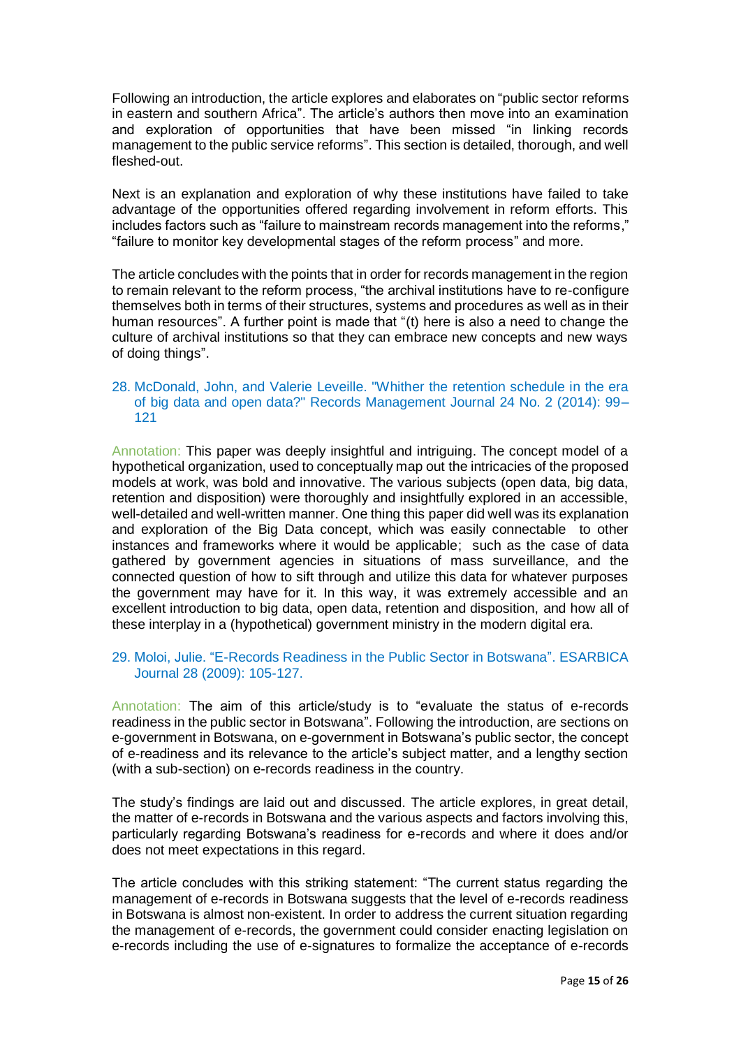Following an introduction, the article explores and elaborates on "public sector reforms in eastern and southern Africa". The article's authors then move into an examination and exploration of opportunities that have been missed "in linking records management to the public service reforms". This section is detailed, thorough, and well fleshed-out.

Next is an explanation and exploration of why these institutions have failed to take advantage of the opportunities offered regarding involvement in reform efforts. This includes factors such as "failure to mainstream records management into the reforms," "failure to monitor key developmental stages of the reform process" and more.

The article concludes with the points that in order for records management in the region to remain relevant to the reform process, "the archival institutions have to re-configure themselves both in terms of their structures, systems and procedures as well as in their human resources". A further point is made that "(t) here is also a need to change the culture of archival institutions so that they can embrace new concepts and new ways of doing things".

28. McDonald, John, and Valerie Leveille. "Whither the retention schedule in the era of big data and open data?" Records Management Journal 24 No. 2 (2014): 99–121

Annotation: This paper was deeply insightful and intriguing. The concept model of a hypothetical organization, used to conceptually map out the intricacies of the proposed models at work, was bold and innovative. The various subjects (open data, big data, retention and disposition) were thoroughly and insightfully explored in an accessible, well-detailed and well-written manner. One thing this paper did well was its explanation and exploration of the Big Data concept, which was easily connectable to other instances and frameworks where it would be applicable; such as the case of data gathered by government agencies in situations of mass surveillance, and the connected question of how to sift through and utilize this data for whatever purposes the government may have for it. In this way, it was extremely accessible and an excellent introduction to big data, open data, retention and disposition, and how all of these interplay in a (hypothetical) government ministry in the modern digital era.

29. Moloi, Julie. "E-Records Readiness in the Public Sector in Botswana". ESARBICA Journal 28 (2009): 105-127.

Annotation: The aim of this article/study is to "evaluate the status of e-records readiness in the public sector in Botswana". Following the introduction, are sections on e-government in Botswana, on e-government in Botswana's public sector, the concept of e-readiness and its relevance to the article's subject matter, and a lengthy section (with a sub-section) on e-records readiness in the country.

The study's findings are laid out and discussed. The article explores, in great detail, the matter of e-records in Botswana and the various aspects and factors involving this, particularly regarding Botswana's readiness for e-records and where it does and/or does not meet expectations in this regard.

The article concludes with this striking statement: "The current status regarding the management of e-records in Botswana suggests that the level of e-records readiness in Botswana is almost non-existent. In order to address the current situation regarding the management of e-records, the government could consider enacting legislation on e-records including the use of e-signatures to formalize the acceptance of e-records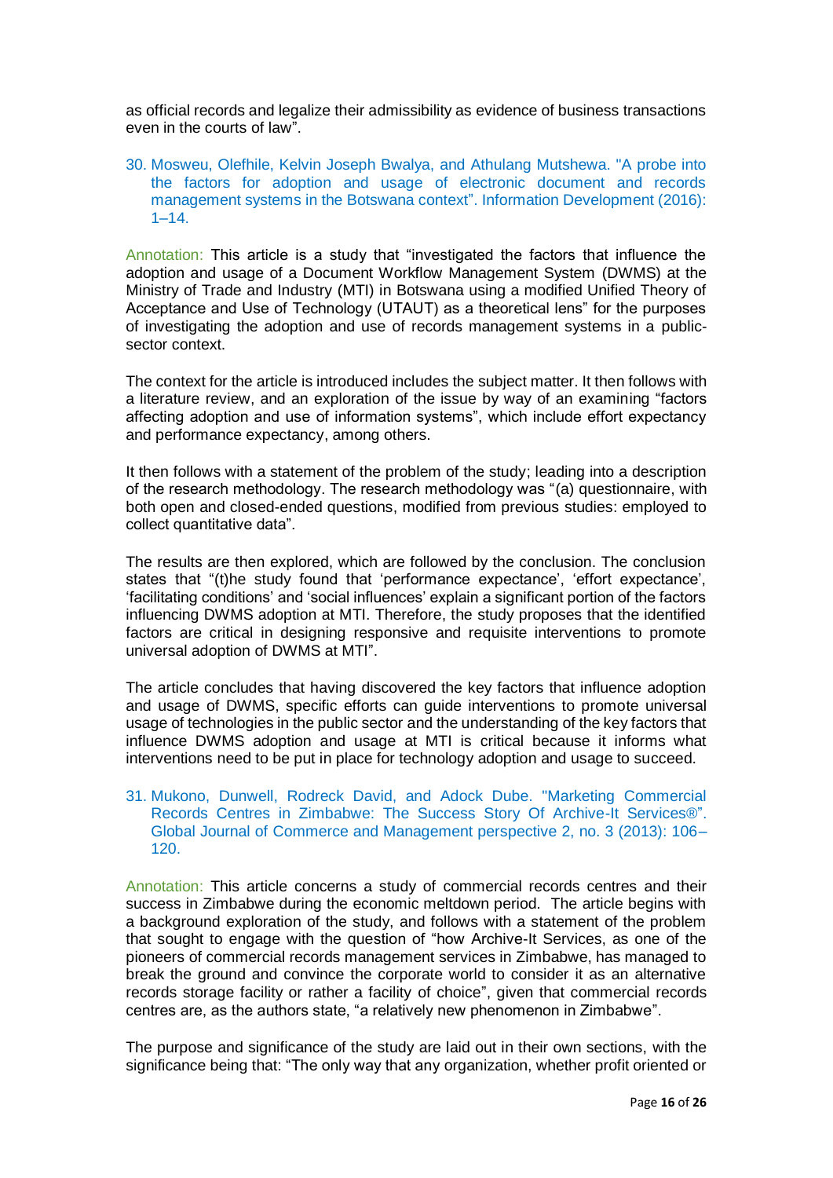as official records and legalize their admissibility as evidence of business transactions even in the courts of law".

30. Mosweu, Olefhile, Kelvin Joseph Bwalya, and Athulang Mutshewa. "A probe into the factors for adoption and usage of electronic document and records management systems in the Botswana context". Information Development (2016): 1–14.

Annotation: This article is a study that "investigated the factors that influence the adoption and usage of a Document Workflow Management System (DWMS) at the Ministry of Trade and Industry (MTI) in Botswana using a modified Unified Theory of Acceptance and Use of Technology (UTAUT) as a theoretical lens" for the purposes of investigating the adoption and use of records management systems in a public-sector context.

The context for the article is introduced includes the subject matter. It then follows with a literature review, and an exploration of the issue by way of an examining "factors affecting adoption and use of information systems", which include effort expectancy and performance expectancy, among others.

It then follows with a statement of the problem of the study; leading into a description of the research methodology. The research methodology was "(a) questionnaire, with both open and closed-ended questions, modified from previous studies: employed to collect quantitative data".

The results are then explored, which are followed by the conclusion. The conclusion states that "(t)he study found that 'performance expectance', 'effort expectance', 'facilitating conditions' and 'social influences' explain a significant portion of the factors influencing DWMS adoption at MTI. Therefore, the study proposes that the identified factors are critical in designing responsive and requisite interventions to promote universal adoption of DWMS at MTI".

The article concludes that having discovered the key factors that influence adoption and usage of DWMS, specific efforts can guide interventions to promote universal usage of technologies in the public sector and the understanding of the key factors that influence DWMS adoption and usage at MTI is critical because it informs what interventions need to be put in place for technology adoption and usage to succeed.

31. Mukono, Dunwell, Rodreck David, and Adock Dube. "Marketing Commercial Records Centres in Zimbabwe: The Success Story Of Archive-It Services®". Global Journal of Commerce and Management perspective 2, no. 3 (2013): 106–120.

Annotation: This article concerns a study of commercial records centres and their success in Zimbabwe during the economic meltdown period. The article begins with a background exploration of the study, and follows with a statement of the problem that sought to engage with the question of "how Archive-It Services, as one of the pioneers of commercial records management services in Zimbabwe, has managed to break the ground and convince the corporate world to consider it as an alternative records storage facility or rather a facility of choice", given that commercial records centres are, as the authors state, "a relatively new phenomenon in Zimbabwe".

The purpose and significance of the study are laid out in their own sections, with the significance being that: "The only way that any organization, whether profit oriented or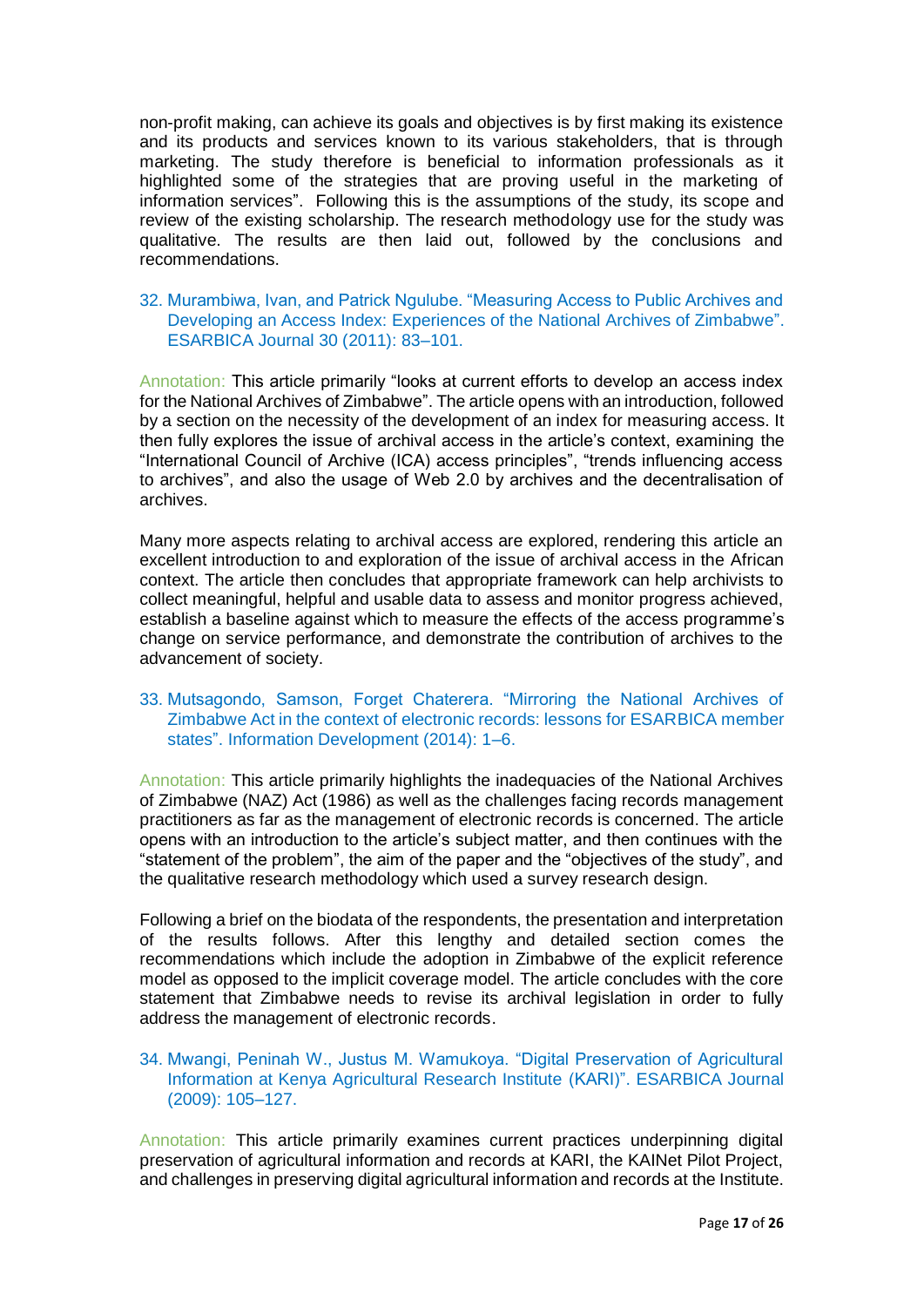non-profit making, can achieve its goals and objectives is by first making its existence and its products and services known to its various stakeholders, that is through marketing. The study therefore is beneficial to information professionals as it highlighted some of the strategies that are proving useful in the marketing of information services". Following this is the assumptions of the study, its scope and review of the existing scholarship. The research methodology use for the study was qualitative. The results are then laid out, followed by the conclusions and recommendations.

32. Murambiwa, Ivan, and Patrick Ngulube. "Measuring Access to Public Archives and Developing an Access Index: Experiences of the National Archives of Zimbabwe". ESARBICA Journal 30 (2011): 83–101.

Annotation: This article primarily "looks at current efforts to develop an access index for the National Archives of Zimbabwe". The article opens with an introduction, followed by a section on the necessity of the development of an index for measuring access. It then fully explores the issue of archival access in the article's context, examining the "International Council of Archive (ICA) access principles", "trends influencing access to archives", and also the usage of Web 2.0 by archives and the decentralisation of archives.

Many more aspects relating to archival access are explored, rendering this article an excellent introduction to and exploration of the issue of archival access in the African context. The article then concludes that appropriate framework can help archivists to collect meaningful, helpful and usable data to assess and monitor progress achieved, establish a baseline against which to measure the effects of the access programme's change on service performance, and demonstrate the contribution of archives to the advancement of society.

33. Mutsagondo, Samson, Forget Chaterera. "Mirroring the National Archives of Zimbabwe Act in the context of electronic records: lessons for ESARBICA member states". Information Development (2014): 1–6.

Annotation: This article primarily highlights the inadequacies of the National Archives of Zimbabwe (NAZ) Act (1986) as well as the challenges facing records management practitioners as far as the management of electronic records is concerned. The article opens with an introduction to the article's subject matter, and then continues with the "statement of the problem", the aim of the paper and the "objectives of the study", and the qualitative research methodology which used a survey research design.

Following a brief on the biodata of the respondents, the presentation and interpretation of the results follows. After this lengthy and detailed section comes the recommendations which include the adoption in Zimbabwe of the explicit reference model as opposed to the implicit coverage model. The article concludes with the core statement that Zimbabwe needs to revise its archival legislation in order to fully address the management of electronic records.

34. Mwangi, Peninah W., Justus M. Wamukoya. "Digital Preservation of Agricultural Information at Kenya Agricultural Research Institute (KARI)". ESARBICA Journal (2009): 105–127.

Annotation: This article primarily examines current practices underpinning digital preservation of agricultural information and records at KARI, the KAINet Pilot Project, and challenges in preserving digital agricultural information and records at the Institute.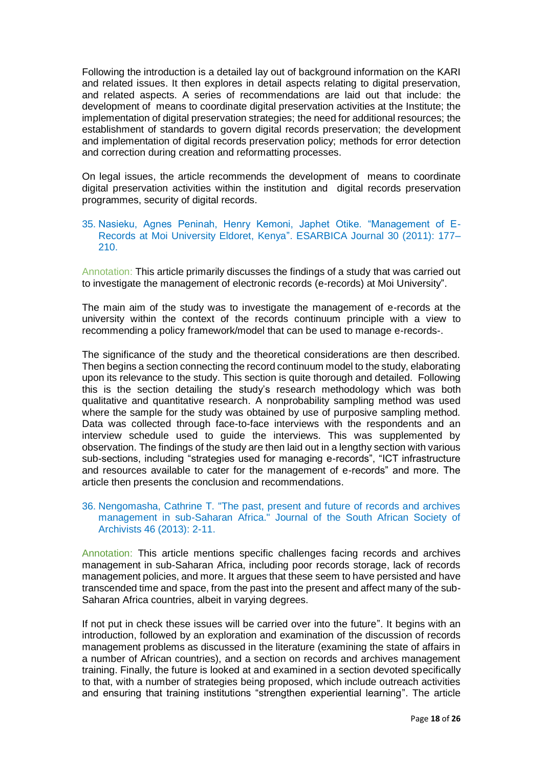Following the introduction is a detailed lay out of background information on the KARI and related issues. It then explores in detail aspects relating to digital preservation, and related aspects. A series of recommendations are laid out that include: the development of means to coordinate digital preservation activities at the Institute; the implementation of digital preservation strategies; the need for additional resources; the establishment of standards to govern digital records preservation; the development and implementation of digital records preservation policy; methods for error detection and correction during creation and reformatting processes.

On legal issues, the article recommends the development of means to coordinate digital preservation activities within the institution and digital records preservation programmes, security of digital records.

35. Nasieku, Agnes Peninah, Henry Kemoni, Japhet Otike. "Management of E-Records at Moi University Eldoret, Kenya". ESARBICA Journal 30 (2011): 177–210.

Annotation: This article primarily discusses the findings of a study that was carried out to investigate the management of electronic records (e-records) at Moi University".

The main aim of the study was to investigate the management of e-records at the university within the context of the records continuum principle with a view to recommending a policy framework/model that can be used to manage e-records-.

The significance of the study and the theoretical considerations are then described. Then begins a section connecting the record continuum model to the study, elaborating upon its relevance to the study. This section is quite thorough and detailed. Following this is the section detailing the study's research methodology which was both qualitative and quantitative research. A nonprobability sampling method was used where the sample for the study was obtained by use of purposive sampling method. Data was collected through face-to-face interviews with the respondents and an interview schedule used to guide the interviews. This was supplemented by observation. The findings of the study are then laid out in a lengthy section with various sub-sections, including "strategies used for managing e-records", "ICT infrastructure and resources available to cater for the management of e-records" and more. The article then presents the conclusion and recommendations.

36. Ngomasha, Cathrine T. "The past, present and future of records and archives management in sub-Saharan Africa." Journal of the South African Society of Archivists 46 (2013): 2-11.

Annotation: This article mentions specific challenges facing records and archives management in sub-Saharan Africa, including poor records storage, lack of records management policies, and more. It argues that these seem to have persisted and have transcended time and space, from the past into the present and affect many of the sub-Saharan Africa countries, albeit in varying degrees.

If not put in check these issues will be carried over into the future". It begins with an introduction, followed by an exploration and examination of the discussion of records management problems as discussed in the literature (examining the state of affairs in a number of African countries), and a section on records and archives management training. Finally, the future is looked at and examined in a section devoted specifically to that, with a number of strategies being proposed, which include outreach activities and ensuring that training institutions "strengthen experiential learning". The article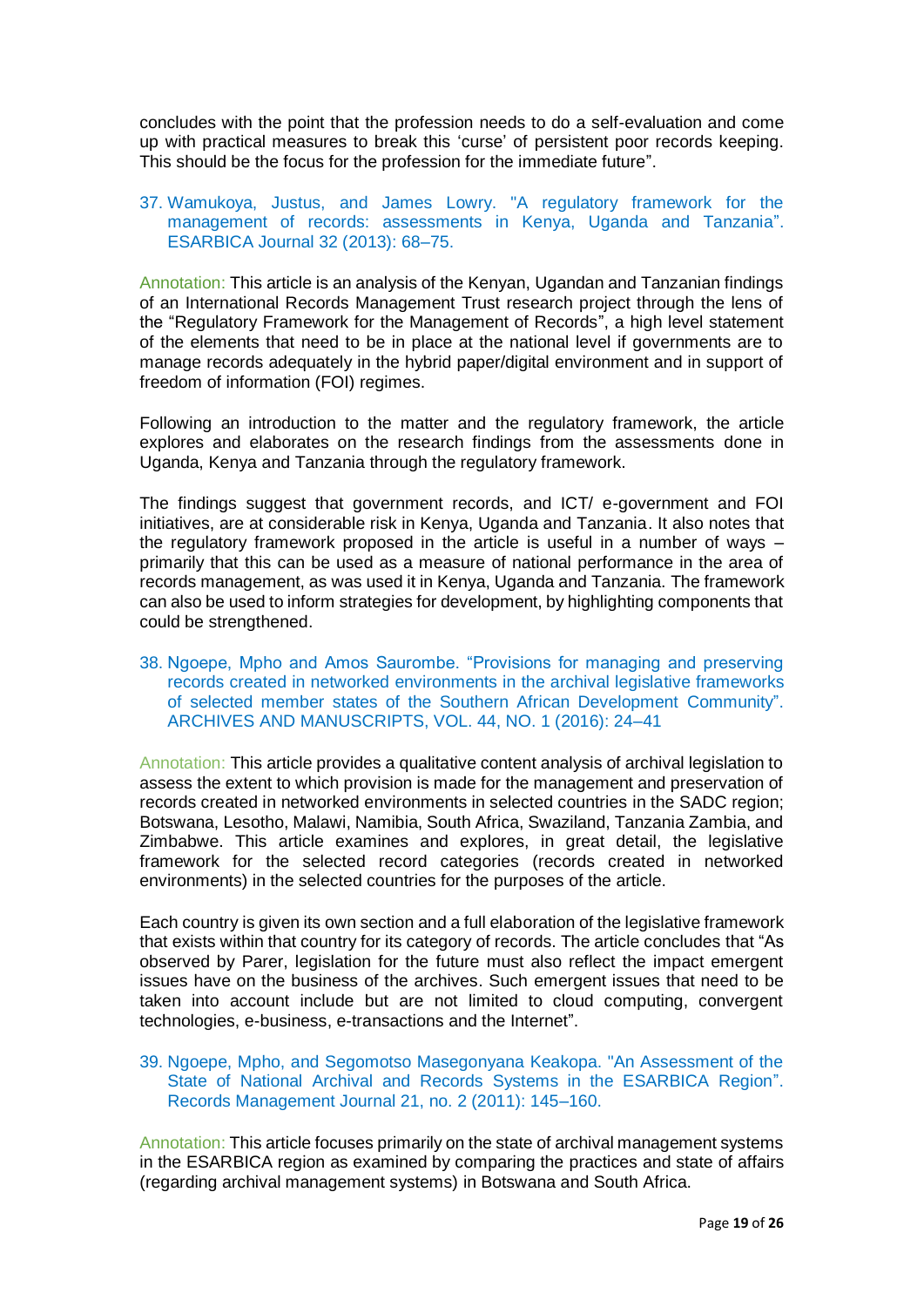concludes with the point that the profession needs to do a self-evaluation and come up with practical measures to break this 'curse' of persistent poor records keeping. This should be the focus for the profession for the immediate future".

37. Wamukoya, Justus, and James Lowry. "A regulatory framework for the management of records: assessments in Kenya, Uganda and Tanzania". ESARBICA Journal 32 (2013): 68–75.

Annotation: This article is an analysis of the Kenyan, Ugandan and Tanzanian findings of an International Records Management Trust research project through the lens of the "Regulatory Framework for the Management of Records", a high level statement of the elements that need to be in place at the national level if governments are to manage records adequately in the hybrid paper/digital environment and in support of freedom of information (FOI) regimes.

Following an introduction to the matter and the regulatory framework, the article explores and elaborates on the research findings from the assessments done in Uganda, Kenya and Tanzania through the regulatory framework.

The findings suggest that government records, and ICT/ e-government and FOI initiatives, are at considerable risk in Kenya, Uganda and Tanzania. It also notes that the regulatory framework proposed in the article is useful in a number of ways – primarily that this can be used as a measure of national performance in the area of records management, as was used it in Kenya, Uganda and Tanzania. The framework can also be used to inform strategies for development, by highlighting components that could be strengthened.

38. Ngoepe, Mpho and Amos Saurombe. "Provisions for managing and preserving records created in networked environments in the archival legislative frameworks of selected member states of the Southern African Development Community". ARCHIVES AND MANUSCRIPTS, VOL. 44, NO. 1 (2016): 24–41

Annotation: This article provides a qualitative content analysis of archival legislation to assess the extent to which provision is made for the management and preservation of records created in networked environments in selected countries in the SADC region; Botswana, Lesotho, Malawi, Namibia, South Africa, Swaziland, Tanzania Zambia, and Zimbabwe. This article examines and explores, in great detail, the legislative framework for the selected record categories (records created in networked environments) in the selected countries for the purposes of the article.

Each country is given its own section and a full elaboration of the legislative framework that exists within that country for its category of records. The article concludes that "As observed by Parer, legislation for the future must also reflect the impact emergent issues have on the business of the archives. Such emergent issues that need to be taken into account include but are not limited to cloud computing, convergent technologies, e-business, e-transactions and the Internet".

39. Ngoepe, Mpho, and Segomotso Masegonyana Keakopa. "An Assessment of the State of National Archival and Records Systems in the ESARBICA Region". Records Management Journal 21, no. 2 (2011): 145–160.

Annotation: This article focuses primarily on the state of archival management systems in the ESARBICA region as examined by comparing the practices and state of affairs (regarding archival management systems) in Botswana and South Africa.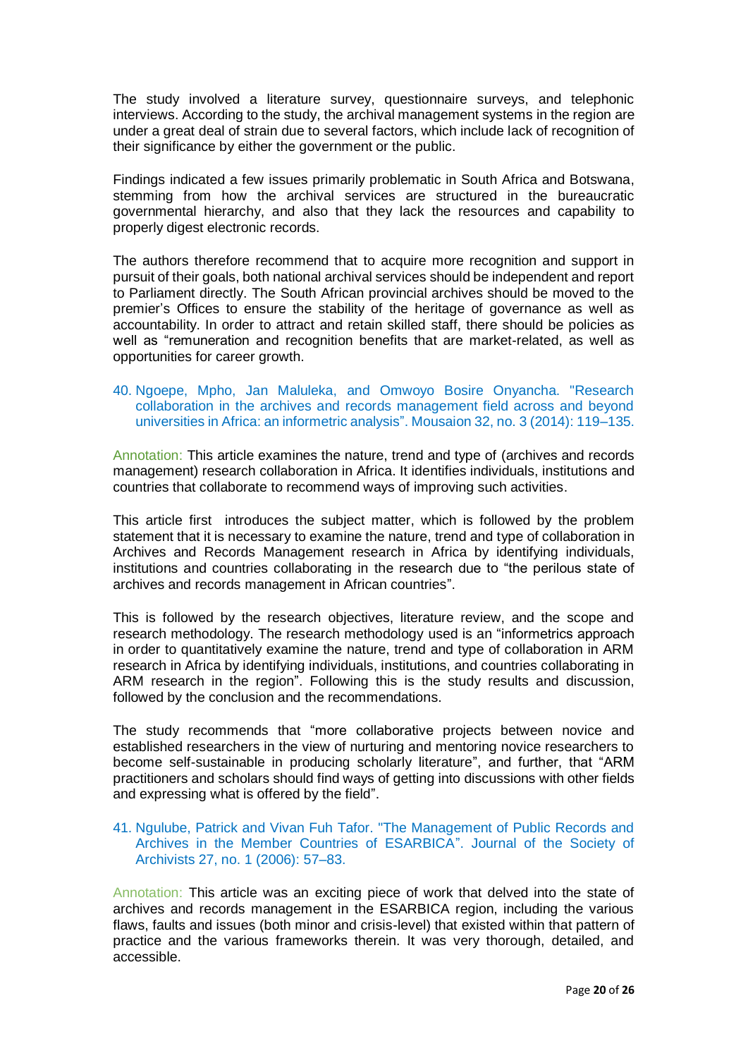The study involved a literature survey, questionnaire surveys, and telephonic interviews. According to the study, the archival management systems in the region are under a great deal of strain due to several factors, which include lack of recognition of their significance by either the government or the public.

Findings indicated a few issues primarily problematic in South Africa and Botswana, stemming from how the archival services are structured in the bureaucratic governmental hierarchy, and also that they lack the resources and capability to properly digest electronic records.

The authors therefore recommend that to acquire more recognition and support in pursuit of their goals, both national archival services should be independent and report to Parliament directly. The South African provincial archives should be moved to the premier's Offices to ensure the stability of the heritage of governance as well as accountability. In order to attract and retain skilled staff, there should be policies as well as "remuneration and recognition benefits that are market-related, as well as opportunities for career growth.

40. Ngoepe, Mpho, Jan Maluleka, and Omwoyo Bosire Onyancha. "Research collaboration in the archives and records management field across and beyond universities in Africa: an informetric analysis". Mousaion 32, no. 3 (2014): 119–135.

Annotation: This article examines the nature, trend and type of (archives and records management) research collaboration in Africa. It identifies individuals, institutions and countries that collaborate to recommend ways of improving such activities.

This article first introduces the subject matter, which is followed by the problem statement that it is necessary to examine the nature, trend and type of collaboration in Archives and Records Management research in Africa by identifying individuals, institutions and countries collaborating in the research due to "the perilous state of archives and records management in African countries".

This is followed by the research objectives, literature review, and the scope and research methodology. The research methodology used is an "informetrics approach in order to quantitatively examine the nature, trend and type of collaboration in ARM research in Africa by identifying individuals, institutions, and countries collaborating in ARM research in the region". Following this is the study results and discussion, followed by the conclusion and the recommendations.

The study recommends that "more collaborative projects between novice and established researchers in the view of nurturing and mentoring novice researchers to become self-sustainable in producing scholarly literature", and further, that "ARM practitioners and scholars should find ways of getting into discussions with other fields and expressing what is offered by the field".

41. Ngulube, Patrick and Vivan Fuh Tafor. "The Management of Public Records and Archives in the Member Countries of ESARBICA". Journal of the Society of Archivists 27, no. 1 (2006): 57–83.

Annotation: This article was an exciting piece of work that delved into the state of archives and records management in the ESARBICA region, including the various flaws, faults and issues (both minor and crisis-level) that existed within that pattern of practice and the various frameworks therein. It was very thorough, detailed, and accessible.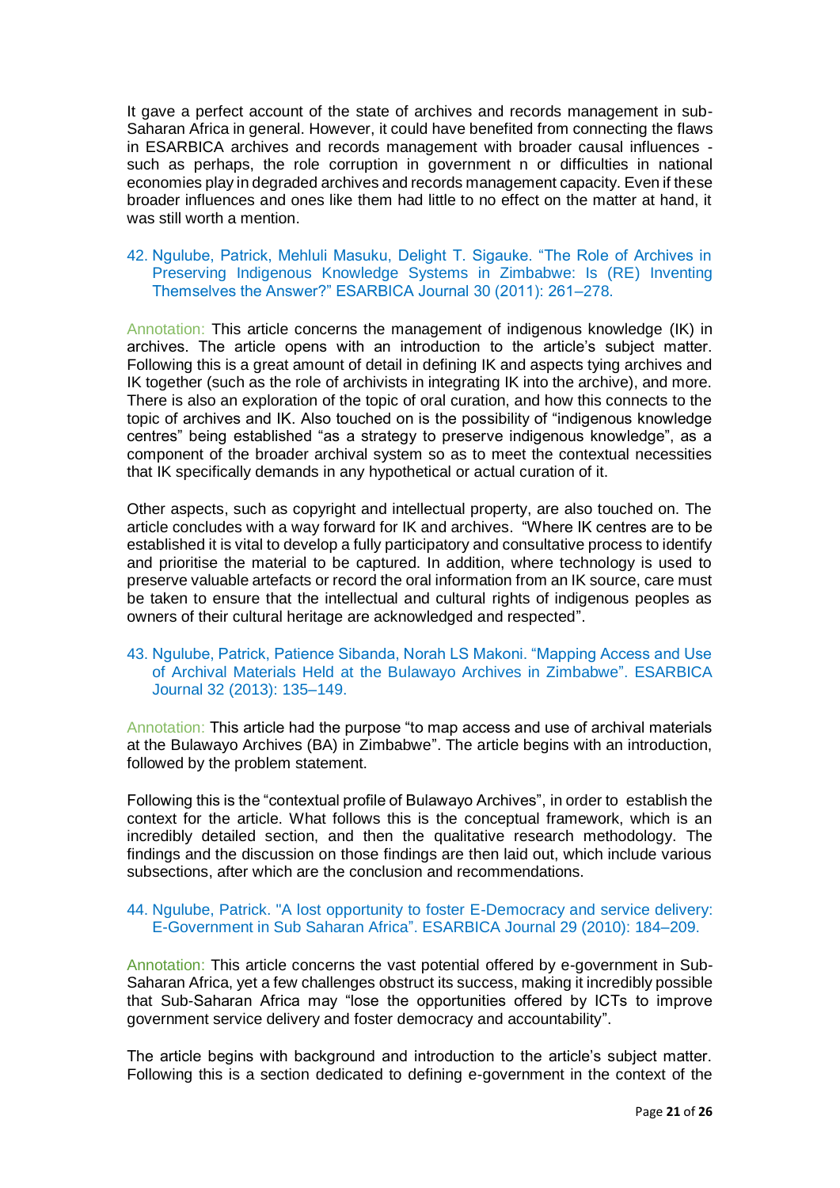It gave a perfect account of the state of archives and records management in sub-Saharan Africa in general. However, it could have benefited from connecting the flaws in ESARBICA archives and records management with broader causal influences - such as perhaps, the role corruption in government n or difficulties in national economies play in degraded archives and records management capacity. Even if these broader influences and ones like them had little to no effect on the matter at hand, it was still worth a mention.

42. Ngulube, Patrick, Mehluli Masuku, Delight T. Sigauke. "The Role of Archives in Preserving Indigenous Knowledge Systems in Zimbabwe: Is (RE) Inventing Themselves the Answer?" ESARBICA Journal 30 (2011): 261–278.

Annotation: This article concerns the management of indigenous knowledge (IK) in archives. The article opens with an introduction to the article's subject matter. Following this is a great amount of detail in defining IK and aspects tying archives and IK together (such as the role of archivists in integrating IK into the archive), and more. There is also an exploration of the topic of oral curation, and how this connects to the topic of archives and IK. Also touched on is the possibility of "indigenous knowledge centres" being established "as a strategy to preserve indigenous knowledge", as a component of the broader archival system so as to meet the contextual necessities that IK specifically demands in any hypothetical or actual curation of it.

Other aspects, such as copyright and intellectual property, are also touched on. The article concludes with a way forward for IK and archives. "Where IK centres are to be established it is vital to develop a fully participatory and consultative process to identify and prioritise the material to be captured. In addition, where technology is used to preserve valuable artefacts or record the oral information from an IK source, care must be taken to ensure that the intellectual and cultural rights of indigenous peoples as owners of their cultural heritage are acknowledged and respected".

43. Ngulube, Patrick, Patience Sibanda, Norah LS Makoni. "Mapping Access and Use of Archival Materials Held at the Bulawayo Archives in Zimbabwe". ESARBICA Journal 32 (2013): 135–149.

Annotation: This article had the purpose "to map access and use of archival materials at the Bulawayo Archives (BA) in Zimbabwe". The article begins with an introduction, followed by the problem statement.

Following this is the "contextual profile of Bulawayo Archives", in order to establish the context for the article. What follows this is the conceptual framework, which is an incredibly detailed section, and then the qualitative research methodology. The findings and the discussion on those findings are then laid out, which include various subsections, after which are the conclusion and recommendations.

44. Ngulube, Patrick. "A lost opportunity to foster E-Democracy and service delivery: E-Government in Sub Saharan Africa". ESARBICA Journal 29 (2010): 184–209.

Annotation: This article concerns the vast potential offered by e-government in Sub-Saharan Africa, yet a few challenges obstruct its success, making it incredibly possible that Sub-Saharan Africa may "lose the opportunities offered by ICTs to improve government service delivery and foster democracy and accountability".

The article begins with background and introduction to the article's subject matter. Following this is a section dedicated to defining e-government in the context of the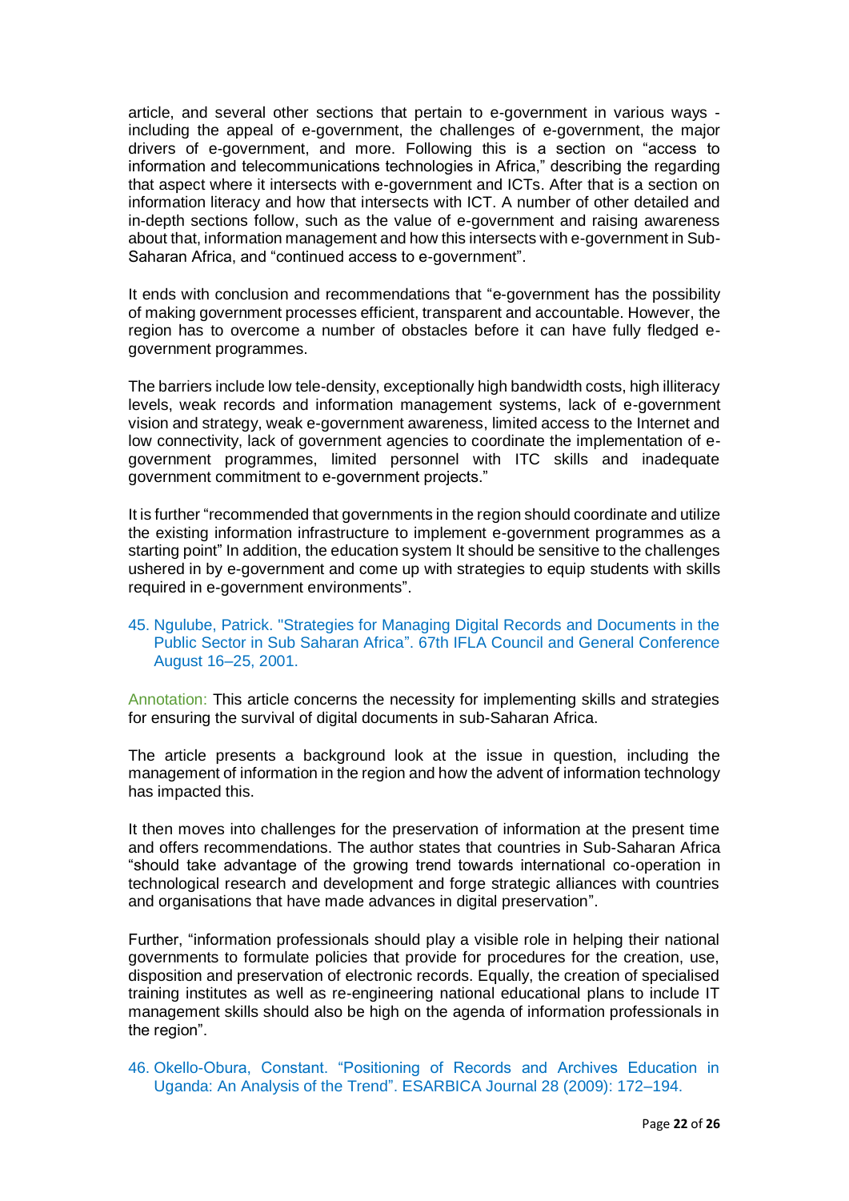article, and several other sections that pertain to e-government in various ways - including the appeal of e-government, the challenges of e-government, the major drivers of e-government, and more. Following this is a section on "access to information and telecommunications technologies in Africa," describing the regarding that aspect where it intersects with e-government and ICTs. After that is a section on information literacy and how that intersects with ICT. A number of other detailed and in-depth sections follow, such as the value of e-government and raising awareness about that, information management and how this intersects with e-government in Sub-Saharan Africa, and "continued access to e-government".

It ends with conclusion and recommendations that "e-government has the possibility of making government processes efficient, transparent and accountable. However, the region has to overcome a number of obstacles before it can have fully fledged e-government programmes.

The barriers include low tele-density, exceptionally high bandwidth costs, high illiteracy levels, weak records and information management systems, lack of e-government vision and strategy, weak e-government awareness, limited access to the Internet and low connectivity, lack of government agencies to coordinate the implementation of e-government programmes, limited personnel with ITC skills and inadequate government commitment to e-government projects."

It is further "recommended that governments in the region should coordinate and utilize the existing information infrastructure to implement e-government programmes as a starting point" In addition, the education system It should be sensitive to the challenges ushered in by e-government and come up with strategies to equip students with skills required in e-government environments".

45. Ngulube, Patrick. "Strategies for Managing Digital Records and Documents in the Public Sector in Sub Saharan Africa". 67th IFLA Council and General Conference August 16–25, 2001.

Annotation: This article concerns the necessity for implementing skills and strategies for ensuring the survival of digital documents in sub-Saharan Africa.

The article presents a background look at the issue in question, including the management of information in the region and how the advent of information technology has impacted this.

It then moves into challenges for the preservation of information at the present time and offers recommendations. The author states that countries in Sub-Saharan Africa "should take advantage of the growing trend towards international co-operation in technological research and development and forge strategic alliances with countries and organisations that have made advances in digital preservation".

Further, "information professionals should play a visible role in helping their national governments to formulate policies that provide for procedures for the creation, use, disposition and preservation of electronic records. Equally, the creation of specialised training institutes as well as re-engineering national educational plans to include IT management skills should also be high on the agenda of information professionals in the region".

46. Okello-Obura, Constant. "Positioning of Records and Archives Education in Uganda: An Analysis of the Trend". ESARBICA Journal 28 (2009): 172–194.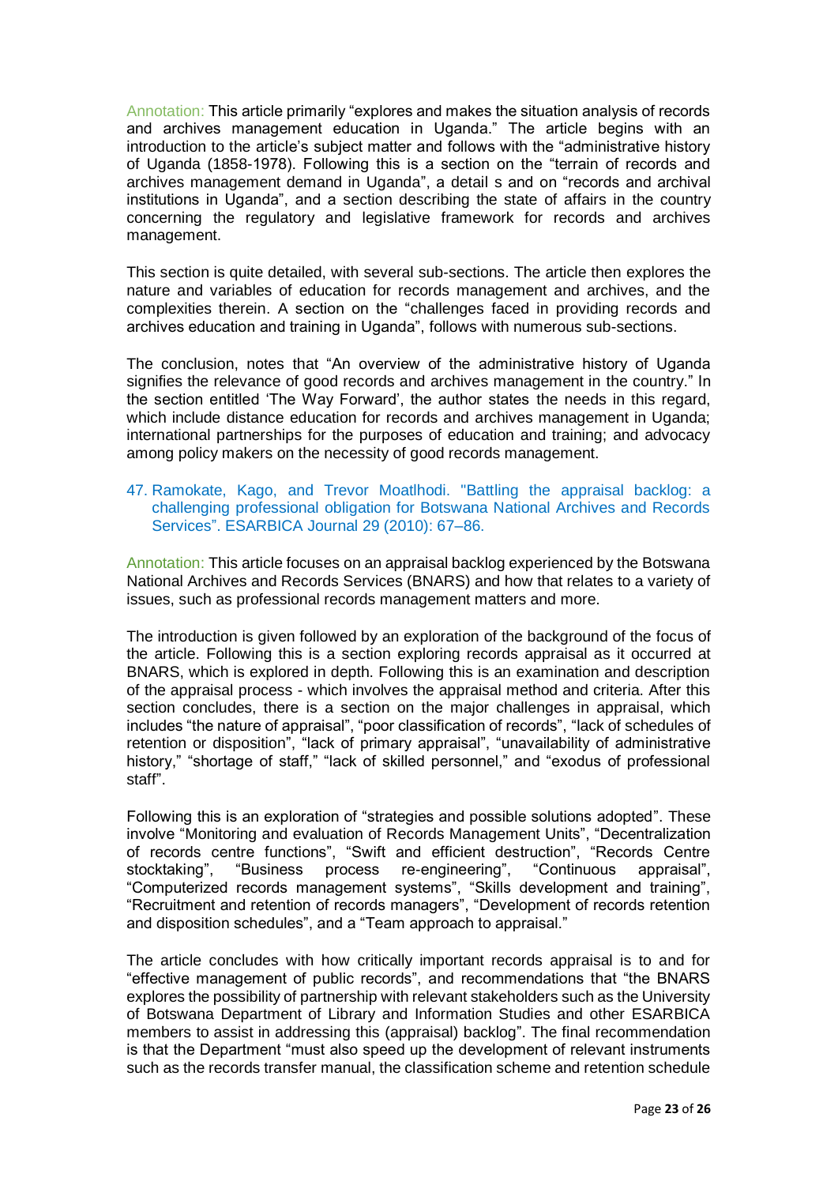Annotation: This article primarily "explores and makes the situation analysis of records and archives management education in Uganda." The article begins with an introduction to the article's subject matter and follows with the "administrative history of Uganda (1858-1978). Following this is a section on the "terrain of records and archives management demand in Uganda", a detail s and on "records and archival institutions in Uganda", and a section describing the state of affairs in the country concerning the regulatory and legislative framework for records and archives management.

This section is quite detailed, with several sub-sections. The article then explores the nature and variables of education for records management and archives, and the complexities therein. A section on the "challenges faced in providing records and archives education and training in Uganda", follows with numerous sub-sections.

The conclusion, notes that "An overview of the administrative history of Uganda signifies the relevance of good records and archives management in the country." In the section entitled 'The Way Forward', the author states the needs in this regard, which include distance education for records and archives management in Uganda; international partnerships for the purposes of education and training; and advocacy among policy makers on the necessity of good records management.

47. Ramokate, Kago, and Trevor Moatlhodi. "Battling the appraisal backlog: a challenging professional obligation for Botswana National Archives and Records Services". ESARBICA Journal 29 (2010): 67–86.

Annotation: This article focuses on an appraisal backlog experienced by the Botswana National Archives and Records Services (BNARS) and how that relates to a variety of issues, such as professional records management matters and more.

The introduction is given followed by an exploration of the background of the focus of the article. Following this is a section exploring records appraisal as it occurred at BNARS, which is explored in depth. Following this is an examination and description of the appraisal process - which involves the appraisal method and criteria. After this section concludes, there is a section on the major challenges in appraisal, which includes "the nature of appraisal", "poor classification of records", "lack of schedules of retention or disposition", "lack of primary appraisal", "unavailability of administrative history," "shortage of staff," "lack of skilled personnel," and "exodus of professional staff".

Following this is an exploration of "strategies and possible solutions adopted". These involve "Monitoring and evaluation of Records Management Units", "Decentralization of records centre functions", "Swift and efficient destruction", "Records Centre stocktaking", "Business process re-engineering", "Continuous appraisal", "Computerized records management systems", "Skills development and training", "Recruitment and retention of records managers", "Development of records retention and disposition schedules", and a "Team approach to appraisal."

The article concludes with how critically important records appraisal is to and for "effective management of public records", and recommendations that "the BNARS explores the possibility of partnership with relevant stakeholders such as the University of Botswana Department of Library and Information Studies and other ESARBICA members to assist in addressing this (appraisal) backlog". The final recommendation is that the Department "must also speed up the development of relevant instruments such as the records transfer manual, the classification scheme and retention schedule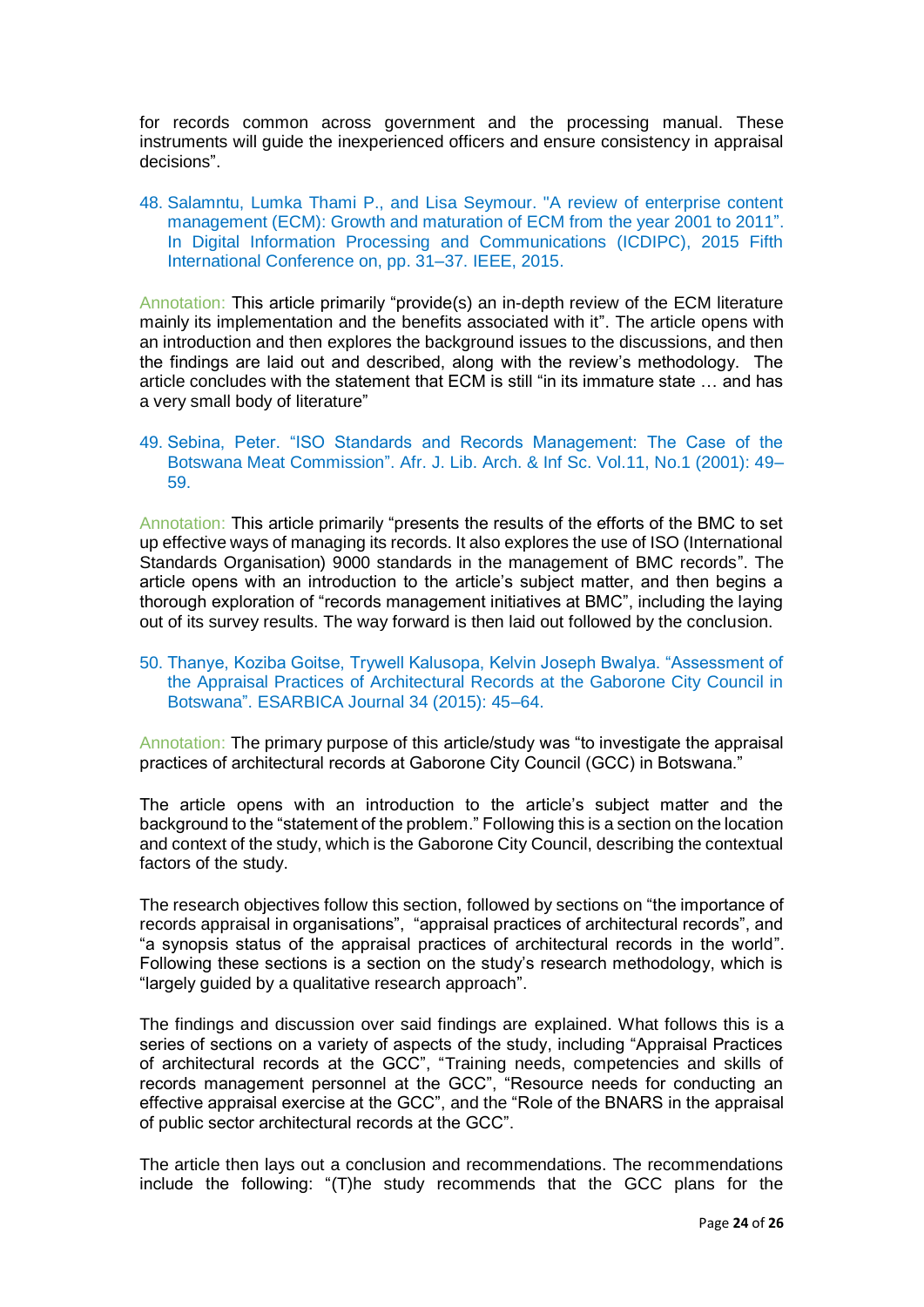for records common across government and the processing manual. These instruments will guide the inexperienced officers and ensure consistency in appraisal decisions".

48. Salamntu, Lumka Thami P., and Lisa Seymour. "A review of enterprise content management (ECM): Growth and maturation of ECM from the year 2001 to 2011". In Digital Information Processing and Communications (ICDIPC), 2015 Fifth International Conference on, pp. 31–37. IEEE, 2015.

Annotation: This article primarily "provide(s) an in-depth review of the ECM literature mainly its implementation and the benefits associated with it". The article opens with an introduction and then explores the background issues to the discussions, and then the findings are laid out and described, along with the review's methodology. The article concludes with the statement that ECM is still "in its immature state … and has a very small body of literature"

49. Sebina, Peter. "ISO Standards and Records Management: The Case of the Botswana Meat Commission". Afr. J. Lib. Arch. & Inf Sc. Vol.11, No.1 (2001): 49–59.

Annotation: This article primarily "presents the results of the efforts of the BMC to set up effective ways of managing its records. It also explores the use of ISO (International Standards Organisation) 9000 standards in the management of BMC records". The article opens with an introduction to the article's subject matter, and then begins a thorough exploration of "records management initiatives at BMC", including the laying out of its survey results. The way forward is then laid out followed by the conclusion.

50. Thanye, Koziba Goitse, Trywell Kalusopa, Kelvin Joseph Bwalya. "Assessment of the Appraisal Practices of Architectural Records at the Gaborone City Council in Botswana". ESARBICA Journal 34 (2015): 45–64.

Annotation: The primary purpose of this article/study was "to investigate the appraisal practices of architectural records at Gaborone City Council (GCC) in Botswana."

The article opens with an introduction to the article's subject matter and the background to the "statement of the problem." Following this is a section on the location and context of the study, which is the Gaborone City Council, describing the contextual factors of the study.

The research objectives follow this section, followed by sections on "the importance of records appraisal in organisations", "appraisal practices of architectural records", and "a synopsis status of the appraisal practices of architectural records in the world". Following these sections is a section on the study's research methodology, which is "largely guided by a qualitative research approach".

The findings and discussion over said findings are explained. What follows this is a series of sections on a variety of aspects of the study, including "Appraisal Practices of architectural records at the GCC", "Training needs, competencies and skills of records management personnel at the GCC", "Resource needs for conducting an effective appraisal exercise at the GCC", and the "Role of the BNARS in the appraisal of public sector architectural records at the GCC".

The article then lays out a conclusion and recommendations. The recommendations include the following: "(T)he study recommends that the GCC plans for the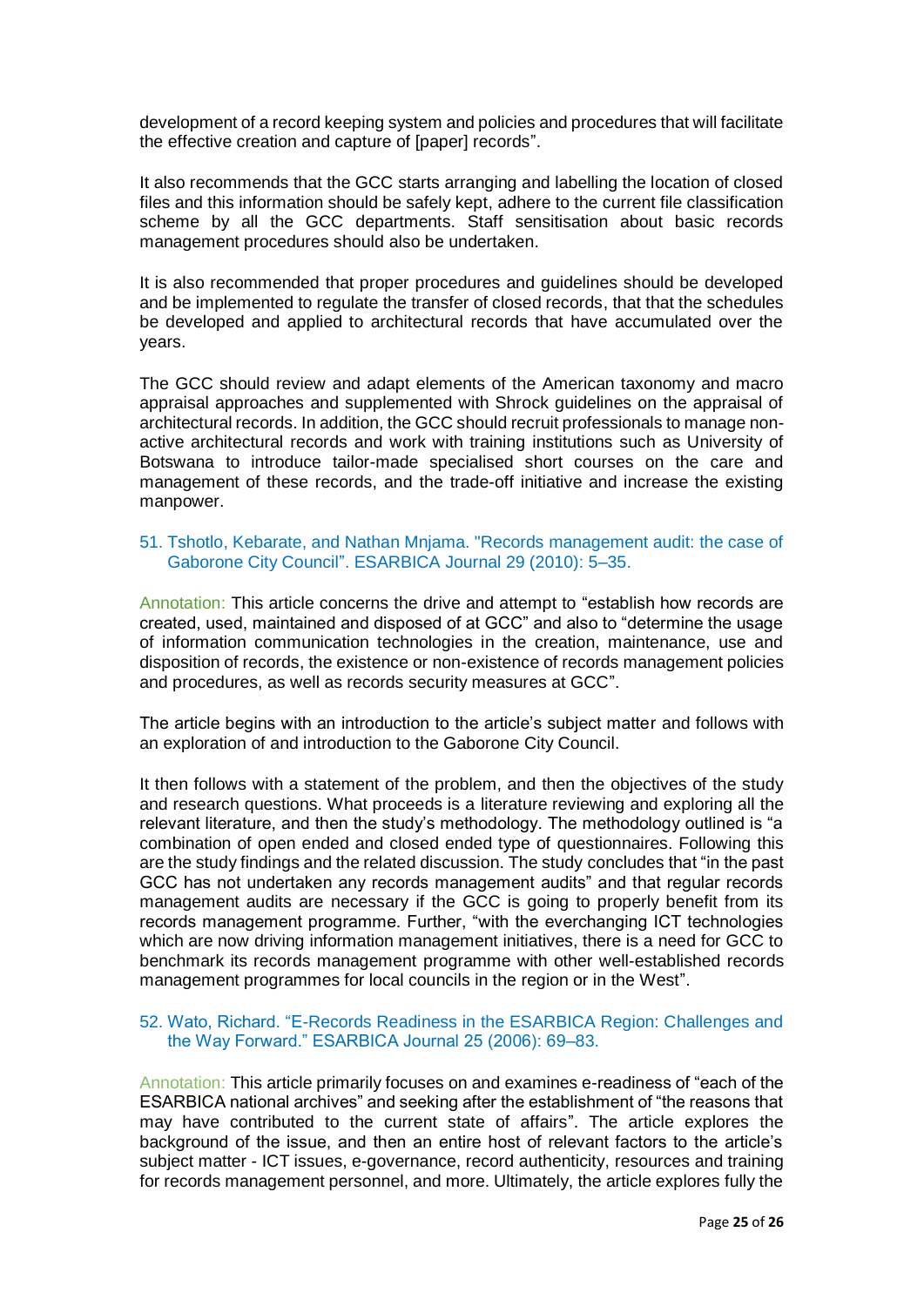development of a record keeping system and policies and procedures that will facilitate the effective creation and capture of [paper] records".

It also recommends that the GCC starts arranging and labelling the location of closed files and this information should be safely kept, adhere to the current file classification scheme by all the GCC departments. Staff sensitisation about basic records management procedures should also be undertaken.

It is also recommended that proper procedures and guidelines should be developed and be implemented to regulate the transfer of closed records, that that the schedules be developed and applied to architectural records that have accumulated over the years.

The GCC should review and adapt elements of the American taxonomy and macro appraisal approaches and supplemented with Shrock guidelines on the appraisal of architectural records. In addition, the GCC should recruit professionals to manage non-active architectural records and work with training institutions such as University of Botswana to introduce tailor-made specialised short courses on the care and management of these records, and the trade-off initiative and increase the existing manpower.

51. Tshotlo, Kebarate, and Nathan Mnjama. "Records management audit: the case of Gaborone City Council". ESARBICA Journal 29 (2010): 5–35.

Annotation: This article concerns the drive and attempt to "establish how records are created, used, maintained and disposed of at GCC" and also to "determine the usage of information communication technologies in the creation, maintenance, use and disposition of records, the existence or non-existence of records management policies and procedures, as well as records security measures at GCC".

The article begins with an introduction to the article's subject matter and follows with an exploration of and introduction to the Gaborone City Council.

It then follows with a statement of the problem, and then the objectives of the study and research questions. What proceeds is a literature reviewing and exploring all the relevant literature, and then the study's methodology. The methodology outlined is "a combination of open ended and closed ended type of questionnaires. Following this are the study findings and the related discussion. The study concludes that "in the past GCC has not undertaken any records management audits" and that regular records management audits are necessary if the GCC is going to properly benefit from its records management programme. Further, "with the everchanging ICT technologies which are now driving information management initiatives, there is a need for GCC to benchmark its records management programme with other well-established records management programmes for local councils in the region or in the West".

52. Wato, Richard. "E-Records Readiness in the ESARBICA Region: Challenges and the Way Forward." ESARBICA Journal 25 (2006): 69–83.

Annotation: This article primarily focuses on and examines e-readiness of "each of the ESARBICA national archives" and seeking after the establishment of "the reasons that may have contributed to the current state of affairs". The article explores the background of the issue, and then an entire host of relevant factors to the article's subject matter - ICT issues, e-governance, record authenticity, resources and training for records management personnel, and more. Ultimately, the article explores fully the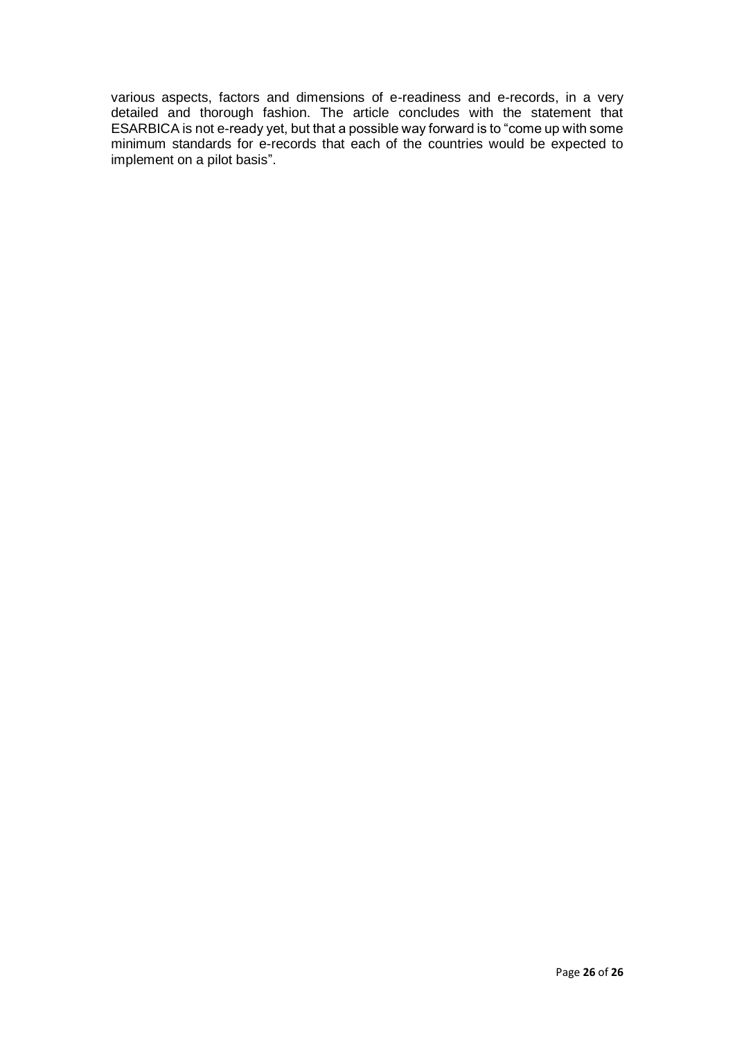various aspects, factors and dimensions of e-readiness and e-records, in a very detailed and thorough fashion. The article concludes with the statement that ESARBICA is not e-ready yet, but that a possible way forward is to "come up with some minimum standards for e-records that each of the countries would be expected to implement on a pilot basis".